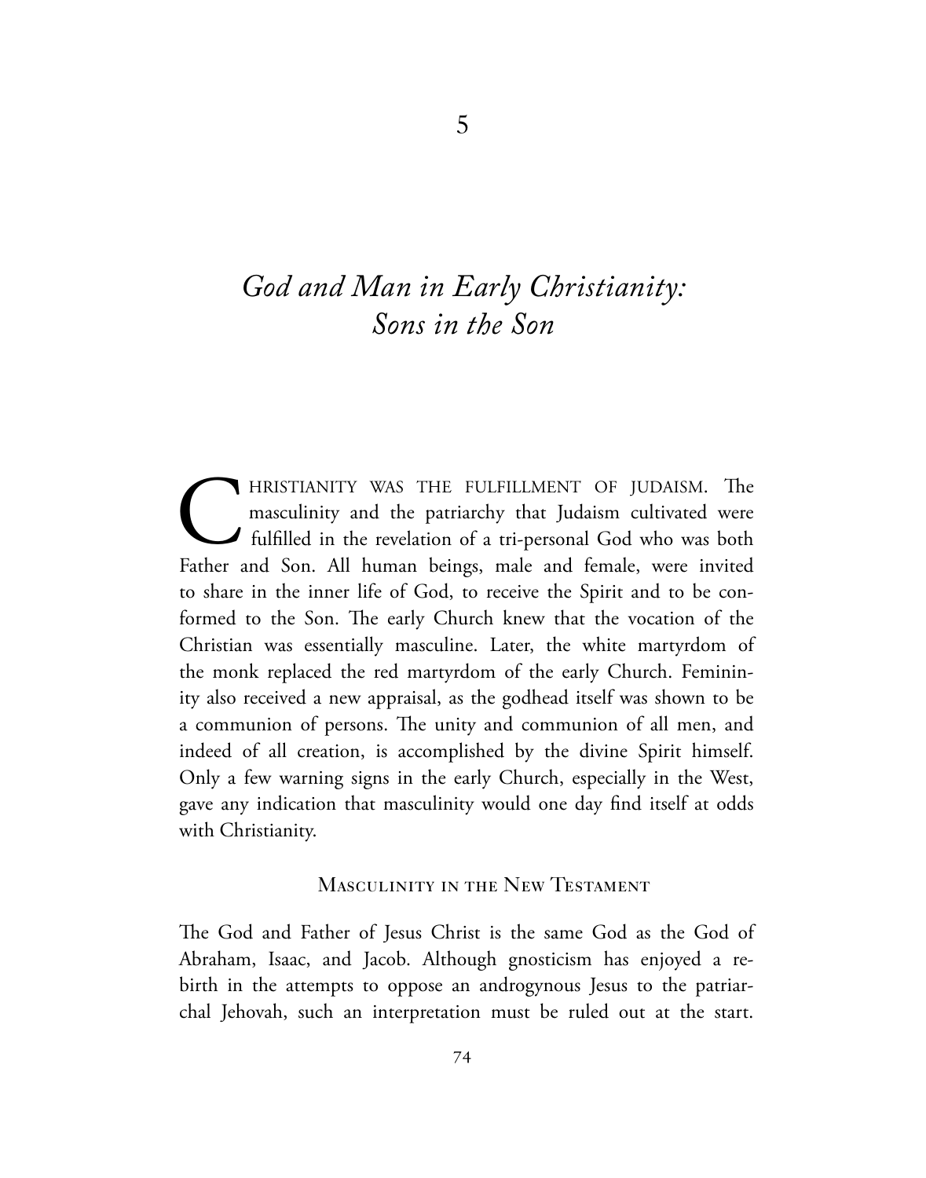# 5

# *God and Man in Early Christianity: Sons in the Son*

CHRISTIANITY WAS THE FULFILLMENT OF JUDAISM. The masculinity and the patriarchy that Judaism cultivated were fulfilled in the revelation of a tri-personal God who was both Father and Son. All human beings, male and female, were invited to share in the inner life of God, to receive the Spirit and to be conformed to the Son. The early Church knew that the vocation of the Christian was essentially masculine. Later, the white martyrdom of the monk replaced the red martyrdom of the early Church. Femininity also received a new appraisal, as the godhead itself was shown to be a communion of persons. The unity and communion of all men, and indeed of all creation, is accomplished by the divine Spirit himself. Only a few warning signs in the early Church, especially in the West, gave any indication that masculinity would one day find itself at odds with Christianity.

## Masculinity in the New Testament

The God and Father of Jesus Christ is the same God as the God of Abraham, Isaac, and Jacob. Although gnosticism has enjoyed a rebirth in the attempts to oppose an androgynous Jesus to the patriarchal Jehovah, such an interpretation must be ruled out at the start.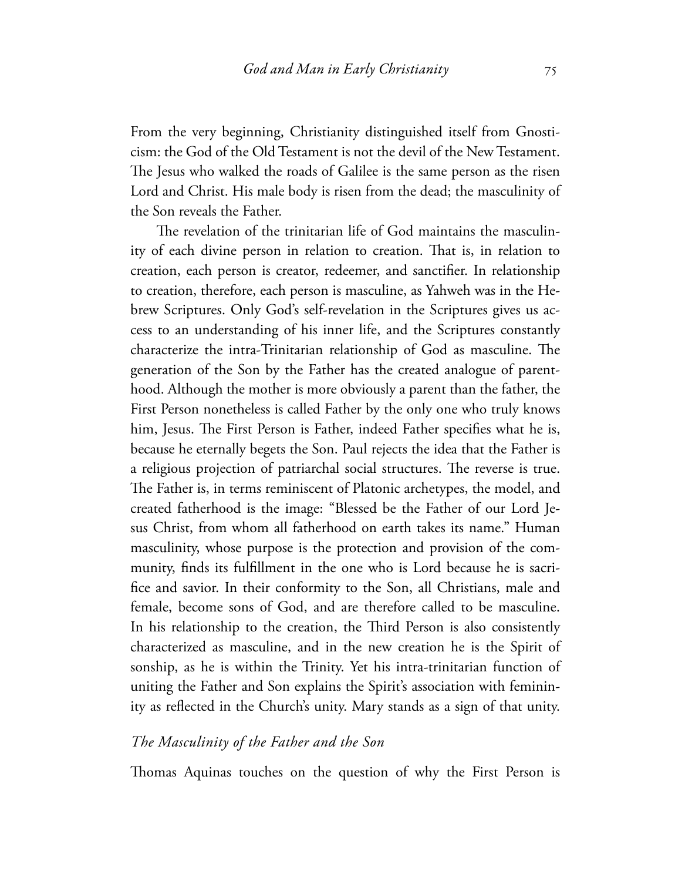From the very beginning, Christianity distinguished itself from Gnosticism: the God of the Old Testament is not the devil of the New Testament. The Jesus who walked the roads of Galilee is the same person as the risen Lord and Christ. His male body is risen from the dead; the masculinity of the Son reveals the Father.

The revelation of the trinitarian life of God maintains the masculinity of each divine person in relation to creation. That is, in relation to creation, each person is creator, redeemer, and sanctifier. In relationship to creation, therefore, each person is masculine, as Yahweh was in the Hebrew Scriptures. Only God's self-revelation in the Scriptures gives us access to an understanding of his inner life, and the Scriptures constantly characterize the intra-Trinitarian relationship of God as masculine. The generation of the Son by the Father has the created analogue of parenthood. Although the mother is more obviously a parent than the father, the First Person nonetheless is called Father by the only one who truly knows him, Jesus. The First Person is Father, indeed Father specifies what he is, because he eternally begets the Son. Paul rejects the idea that the Father is a religious projection of patriarchal social structures. The reverse is true. The Father is, in terms reminiscent of Platonic archetypes, the model, and created fatherhood is the image: "Blessed be the Father of our Lord Jesus Christ, from whom all fatherhood on earth takes its name." Human masculinity, whose purpose is the protection and provision of the community, finds its fulfillment in the one who is Lord because he is sacrifice and savior. In their conformity to the Son, all Christians, male and female, become sons of God, and are therefore called to be masculine. In his relationship to the creation, the Third Person is also consistently characterized as masculine, and in the new creation he is the Spirit of sonship, as he is within the Trinity. Yet his intra-trinitarian function of uniting the Father and Son explains the Spirit's association with femininity as reflected in the Church's unity. Mary stands as a sign of that unity.

## *The Masculinity of the Father and the Son*

Thomas Aquinas touches on the question of why the First Person is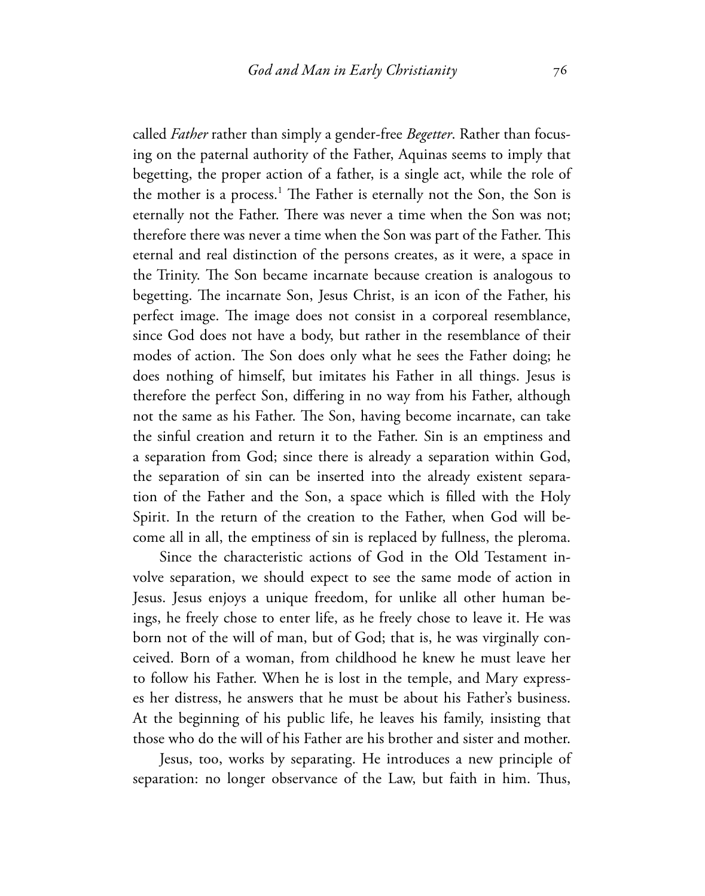called *Father* rather than simply a gender-free *Begetter*. Rather than focusing on the paternal authority of the Father, Aquinas seems to imply that begetting, the proper action of a father, is a single act, while the role of the mother is a process.[1] The Father is eternally not the Son, the Son is eternally not the Father. There was never a time when the Son was not; therefore there was never a time when the Son was part of the Father. This eternal and real distinction of the persons creates, as it were, a space in the Trinity. The Son became incarnate because creation is analogous to begetting. The incarnate Son, Jesus Christ, is an icon of the Father, his perfect image. The image does not consist in a corporeal resemblance, since God does not have a body, but rather in the resemblance of their modes of action. The Son does only what he sees the Father doing; he does nothing of himself, but imitates his Father in all things. Jesus is therefore the perfect Son, differing in no way from his Father, although not the same as his Father. The Son, having become incarnate, can take the sinful creation and return it to the Father. Sin is an emptiness and a separation from God; since there is already a separation within God, the separation of sin can be inserted into the already existent separation of the Father and the Son, a space which is filled with the Holy Spirit. In the return of the creation to the Father, when God will become all in all, the emptiness of sin is replaced by fullness, the pleroma.

Since the characteristic actions of God in the Old Testament involve separation, we should expect to see the same mode of action in Jesus. Jesus enjoys a unique freedom, for unlike all other human beings, he freely chose to enter life, as he freely chose to leave it. He was born not of the will of man, but of God; that is, he was virginally conceived. Born of a woman, from childhood he knew he must leave her to follow his Father. When he is lost in the temple, and Mary expresses her distress, he answers that he must be about his Father's business. At the beginning of his public life, he leaves his family, insisting that those who do the will of his Father are his brother and sister and mother.

Jesus, too, works by separating. He introduces a new principle of separation: no longer observance of the Law, but faith in him. Thus,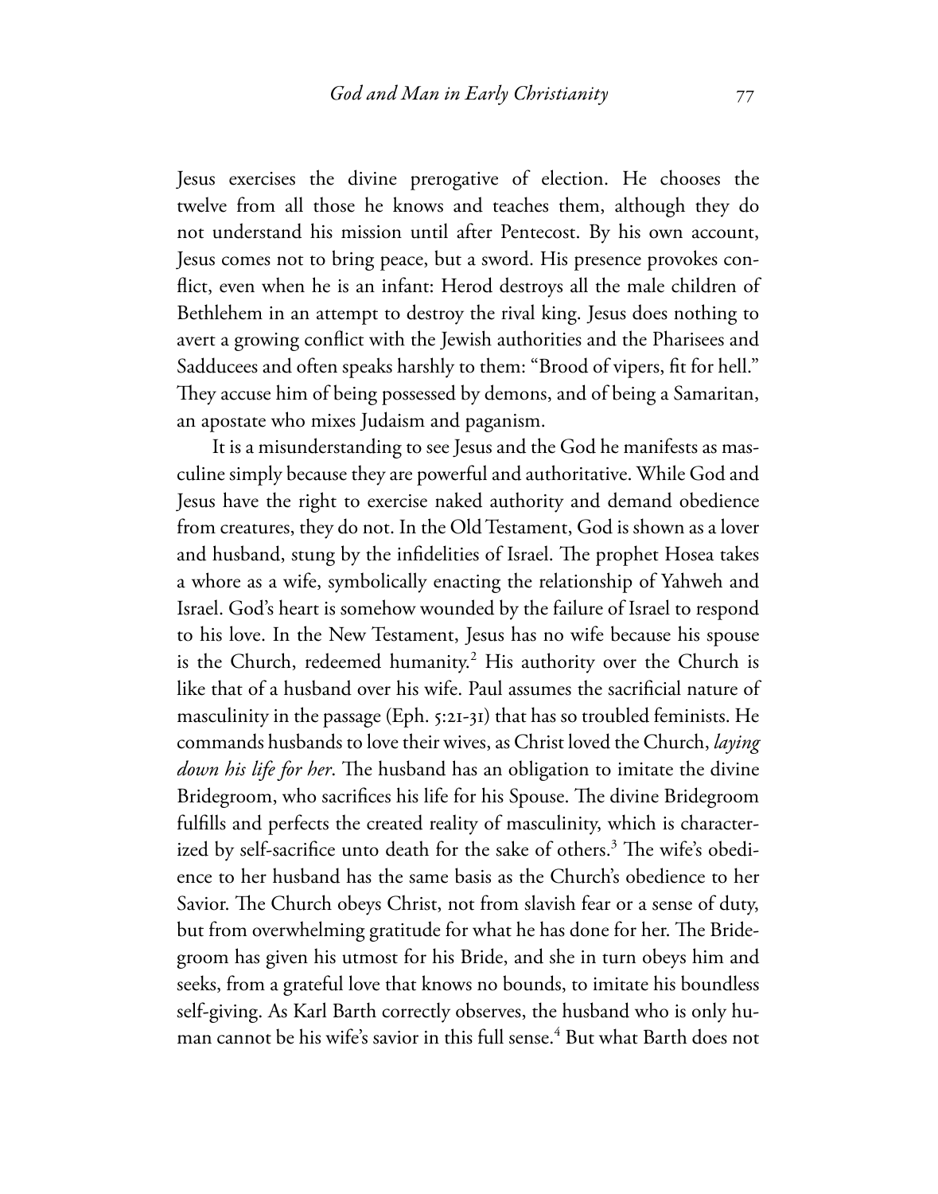Jesus exercises the divine prerogative of election. He chooses the twelve from all those he knows and teaches them, although they do not understand his mission until after Pentecost. By his own account, Jesus comes not to bring peace, but a sword. His presence provokes conflict, even when he is an infant: Herod destroys all the male children of Bethlehem in an attempt to destroy the rival king. Jesus does nothing to avert a growing conflict with the Jewish authorities and the Pharisees and Sadducees and often speaks harshly to them: "Brood of vipers, fit for hell." They accuse him of being possessed by demons, and of being a Samaritan, an apostate who mixes Judaism and paganism.

It is a misunderstanding to see Jesus and the God he manifests as masculine simply because they are powerful and authoritative. While God and Jesus have the right to exercise naked authority and demand obedience from creatures, they do not. In the Old Testament, God is shown as a lover and husband, stung by the infidelities of Israel. The prophet Hosea takes a whore as a wife, symbolically enacting the relationship of Yahweh and Israel. God's heart is somehow wounded by the failure of Israel to respond to his love. In the New Testament, Jesus has no wife because his spouse is the Church, redeemed humanity.[2] His authority over the Church is like that of a husband over his wife. Paul assumes the sacrificial nature of masculinity in the passage (Eph. 5:21-31) that has so troubled feminists. He commands husbands to love their wives, as Christ loved the Church, *laying down his life for her*. The husband has an obligation to imitate the divine Bridegroom, who sacrifices his life for his Spouse. The divine Bridegroom fulfills and perfects the created reality of masculinity, which is characterized by self-sacrifice unto death for the sake of others.[3] The wife's obedience to her husband has the same basis as the Church's obedience to her Savior. The Church obeys Christ, not from slavish fear or a sense of duty, but from overwhelming gratitude for what he has done for her. The Bridegroom has given his utmost for his Bride, and she in turn obeys him and seeks, from a grateful love that knows no bounds, to imitate his boundless self-giving. As Karl Barth correctly observes, the husband who is only human cannot be his wife's savior in this full sense.[4] But what Barth does not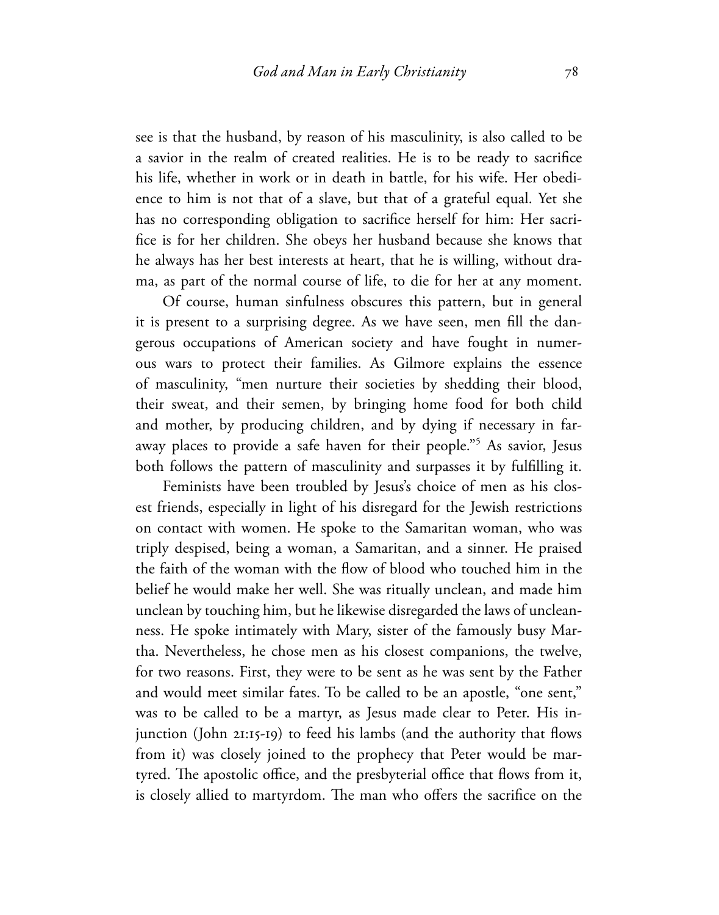see is that the husband, by reason of his masculinity, is also called to be a savior in the realm of created realities. He is to be ready to sacrifice his life, whether in work or in death in battle, for his wife. Her obedience to him is not that of a slave, but that of a grateful equal. Yet she has no corresponding obligation to sacrifice herself for him: Her sacrifice is for her children. She obeys her husband because she knows that he always has her best interests at heart, that he is willing, without drama, as part of the normal course of life, to die for her at any moment.

Of course, human sinfulness obscures this pattern, but in general it is present to a surprising degree. As we have seen, men fill the dangerous occupations of American society and have fought in numerous wars to protect their families. As Gilmore explains the essence of masculinity, "men nurture their societies by shedding their blood, their sweat, and their semen, by bringing home food for both child and mother, by producing children, and by dying if necessary in faraway places to provide a safe haven for their people."[5] As savior, Jesus both follows the pattern of masculinity and surpasses it by fulfilling it.

Feminists have been troubled by Jesus's choice of men as his closest friends, especially in light of his disregard for the Jewish restrictions on contact with women. He spoke to the Samaritan woman, who was triply despised, being a woman, a Samaritan, and a sinner. He praised the faith of the woman with the flow of blood who touched him in the belief he would make her well. She was ritually unclean, and made him unclean by touching him, but he likewise disregarded the laws of uncleanness. He spoke intimately with Mary, sister of the famously busy Martha. Nevertheless, he chose men as his closest companions, the twelve, for two reasons. First, they were to be sent as he was sent by the Father and would meet similar fates. To be called to be an apostle, "one sent," was to be called to be a martyr, as Jesus made clear to Peter. His injunction (John 21:15-19) to feed his lambs (and the authority that flows from it) was closely joined to the prophecy that Peter would be martyred. The apostolic office, and the presbyterial office that flows from it, is closely allied to martyrdom. The man who offers the sacrifice on the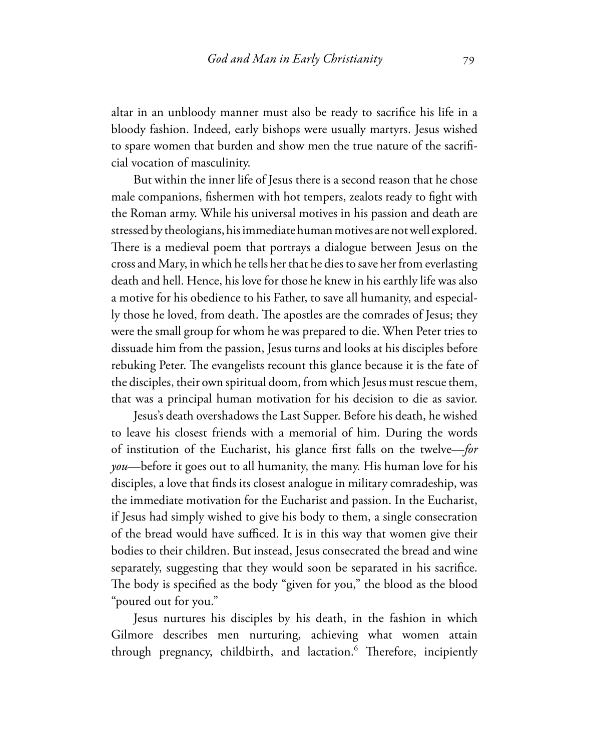altar in an unbloody manner must also be ready to sacrifice his life in a bloody fashion. Indeed, early bishops were usually martyrs. Jesus wished to spare women that burden and show men the true nature of the sacrificial vocation of masculinity.

But within the inner life of Jesus there is a second reason that he chose male companions, fishermen with hot tempers, zealots ready to fight with the Roman army. While his universal motives in his passion and death are stressed by theologians, his immediate human motives are not well explored. There is a medieval poem that portrays a dialogue between Jesus on the cross and Mary, in which he tells her that he dies to save her from everlasting death and hell. Hence, his love for those he knew in his earthly life was also a motive for his obedience to his Father, to save all humanity, and especially those he loved, from death. The apostles are the comrades of Jesus; they were the small group for whom he was prepared to die. When Peter tries to dissuade him from the passion, Jesus turns and looks at his disciples before rebuking Peter. The evangelists recount this glance because it is the fate of the disciples, their own spiritual doom, from which Jesus must rescue them, that was a principal human motivation for his decision to die as savior.

Jesus's death overshadows the Last Supper. Before his death, he wished to leave his closest friends with a memorial of him. During the words of institution of the Eucharist, his glance first falls on the twelve—*for you*—before it goes out to all humanity, the many. His human love for his disciples, a love that finds its closest analogue in military comradeship, was the immediate motivation for the Eucharist and passion. In the Eucharist, if Jesus had simply wished to give his body to them, a single consecration of the bread would have sufficed. It is in this way that women give their bodies to their children. But instead, Jesus consecrated the bread and wine separately, suggesting that they would soon be separated in his sacrifice. The body is specified as the body "given for you," the blood as the blood "poured out for you."

Jesus nurtures his disciples by his death, in the fashion in which Gilmore describes men nurturing, achieving what women attain through pregnancy, childbirth, and lactation.[6] Therefore, incipiently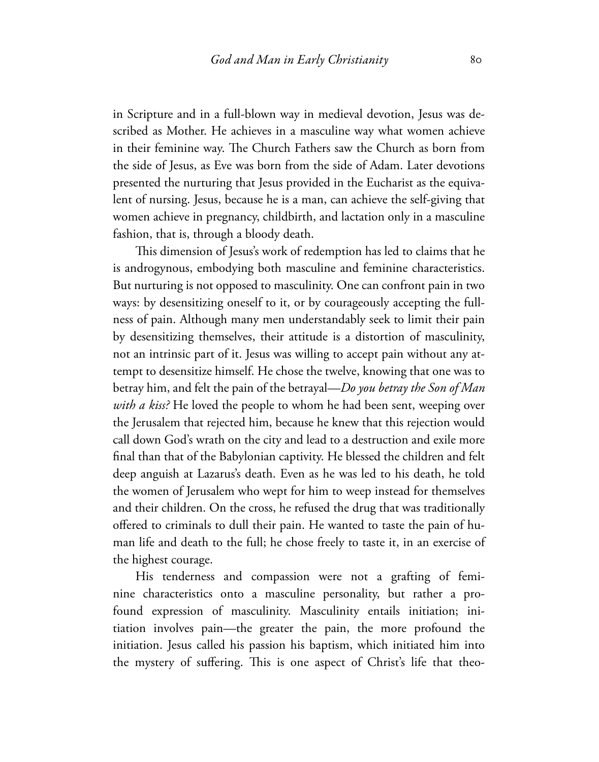in Scripture and in a full-blown way in medieval devotion, Jesus was described as Mother. He achieves in a masculine way what women achieve in their feminine way. The Church Fathers saw the Church as born from the side of Jesus, as Eve was born from the side of Adam. Later devotions presented the nurturing that Jesus provided in the Eucharist as the equivalent of nursing. Jesus, because he is a man, can achieve the self-giving that women achieve in pregnancy, childbirth, and lactation only in a masculine fashion, that is, through a bloody death.

This dimension of Jesus's work of redemption has led to claims that he is androgynous, embodying both masculine and feminine characteristics. But nurturing is not opposed to masculinity. One can confront pain in two ways: by desensitizing oneself to it, or by courageously accepting the fullness of pain. Although many men understandably seek to limit their pain by desensitizing themselves, their attitude is a distortion of masculinity, not an intrinsic part of it. Jesus was willing to accept pain without any attempt to desensitize himself. He chose the twelve, knowing that one was to betray him, and felt the pain of the betrayal—*Do you betray the Son of Man with a kiss?* He loved the people to whom he had been sent, weeping over the Jerusalem that rejected him, because he knew that this rejection would call down God's wrath on the city and lead to a destruction and exile more final than that of the Babylonian captivity. He blessed the children and felt deep anguish at Lazarus's death. Even as he was led to his death, he told the women of Jerusalem who wept for him to weep instead for themselves and their children. On the cross, he refused the drug that was traditionally offered to criminals to dull their pain. He wanted to taste the pain of human life and death to the full; he chose freely to taste it, in an exercise of the highest courage.

His tenderness and compassion were not a grafting of feminine characteristics onto a masculine personality, but rather a profound expression of masculinity. Masculinity entails initiation; initiation involves pain—the greater the pain, the more profound the initiation. Jesus called his passion his baptism, which initiated him into the mystery of suffering. This is one aspect of Christ's life that theo-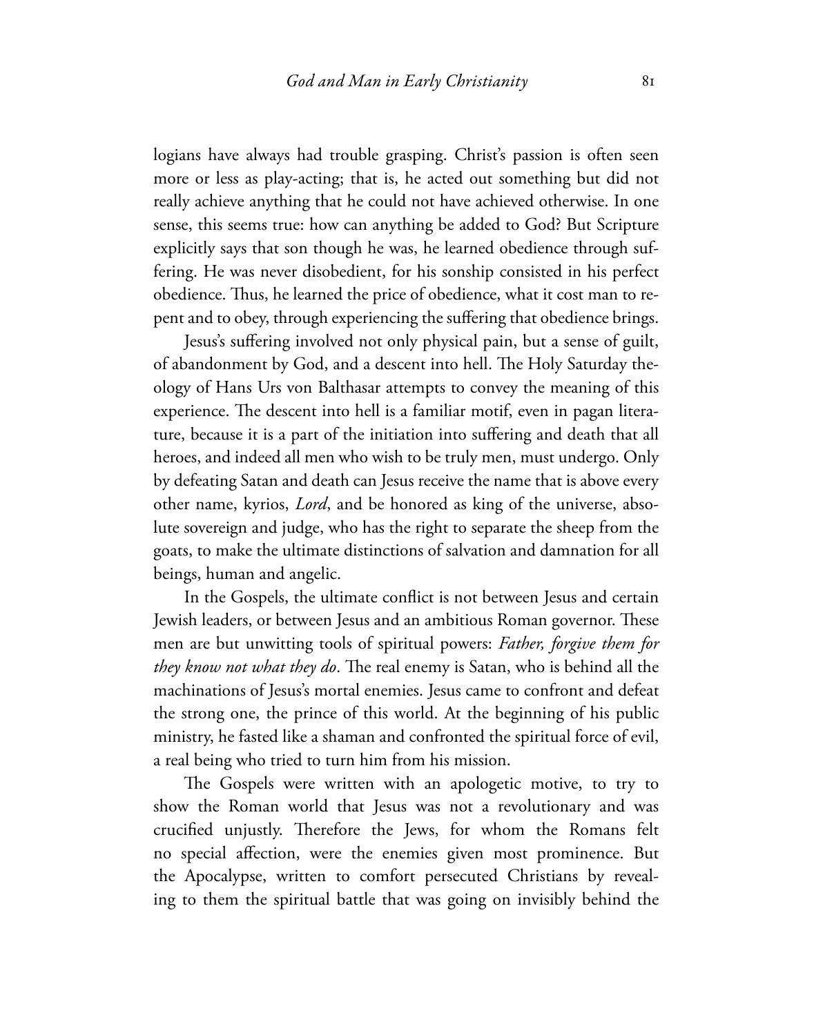logians have always had trouble grasping. Christ's passion is often seen more or less as play-acting; that is, he acted out something but did not really achieve anything that he could not have achieved otherwise. In one sense, this seems true: how can anything be added to God? But Scripture explicitly says that son though he was, he learned obedience through suffering. He was never disobedient, for his sonship consisted in his perfect obedience. Thus, he learned the price of obedience, what it cost man to repent and to obey, through experiencing the suffering that obedience brings.

Jesus's suffering involved not only physical pain, but a sense of guilt, of abandonment by God, and a descent into hell. The Holy Saturday theology of Hans Urs von Balthasar attempts to convey the meaning of this experience. The descent into hell is a familiar motif, even in pagan literature, because it is a part of the initiation into suffering and death that all heroes, and indeed all men who wish to be truly men, must undergo. Only by defeating Satan and death can Jesus receive the name that is above every other name, kyrios, *Lord*, and be honored as king of the universe, absolute sovereign and judge, who has the right to separate the sheep from the goats, to make the ultimate distinctions of salvation and damnation for all beings, human and angelic.

In the Gospels, the ultimate conflict is not between Jesus and certain Jewish leaders, or between Jesus and an ambitious Roman governor. These men are but unwitting tools of spiritual powers: *Father, forgive them for they know not what they do*. The real enemy is Satan, who is behind all the machinations of Jesus's mortal enemies. Jesus came to confront and defeat the strong one, the prince of this world. At the beginning of his public ministry, he fasted like a shaman and confronted the spiritual force of evil, a real being who tried to turn him from his mission.

The Gospels were written with an apologetic motive, to try to show the Roman world that Jesus was not a revolutionary and was crucified unjustly. Therefore the Jews, for whom the Romans felt no special affection, were the enemies given most prominence. But the Apocalypse, written to comfort persecuted Christians by revealing to them the spiritual battle that was going on invisibly behind the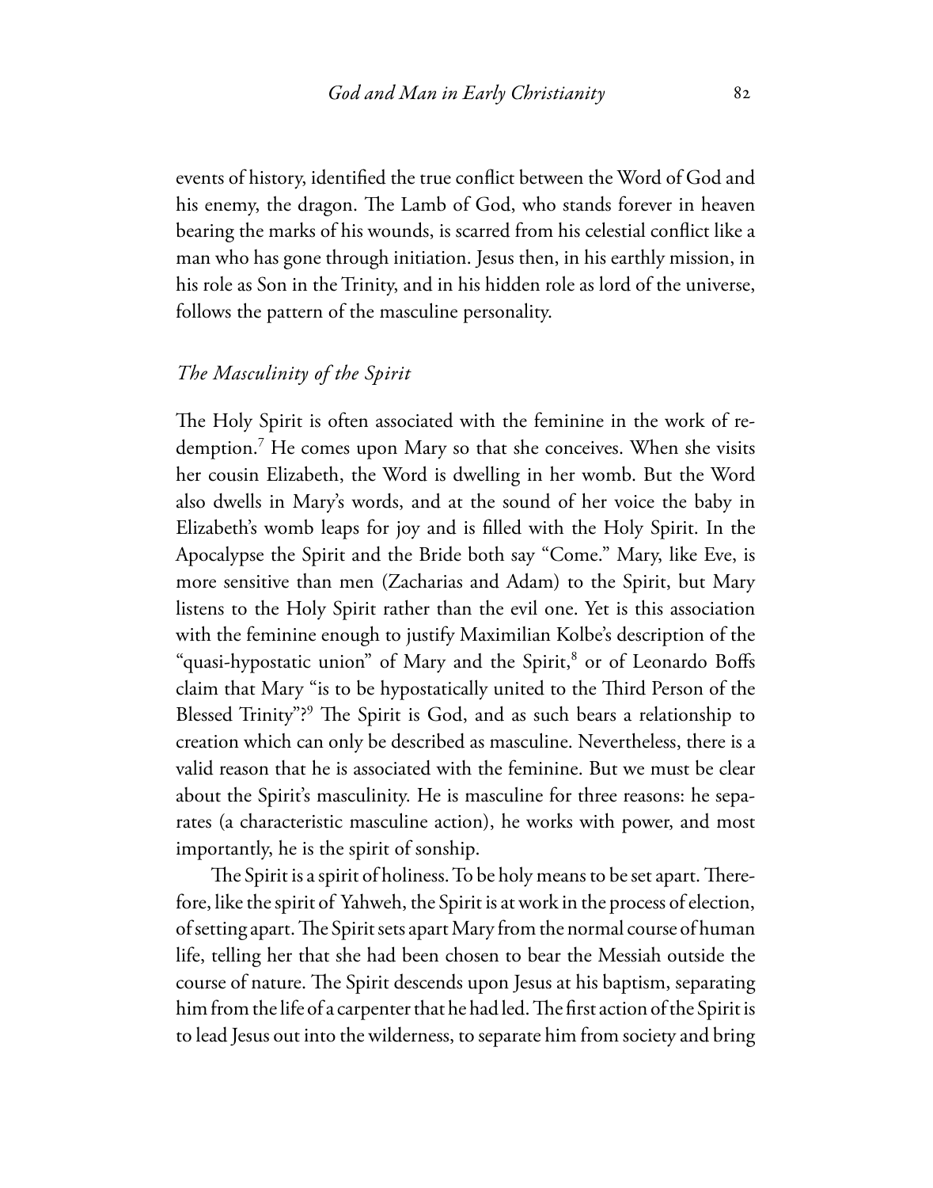events of history, identified the true conflict between the Word of God and his enemy, the dragon. The Lamb of God, who stands forever in heaven bearing the marks of his wounds, is scarred from his celestial conflict like a man who has gone through initiation. Jesus then, in his earthly mission, in his role as Son in the Trinity, and in his hidden role as lord of the universe, follows the pattern of the masculine personality.

### *The Masculinity of the Spirit*

The Holy Spirit is often associated with the feminine in the work of redemption.[7] He comes upon Mary so that she conceives. When she visits her cousin Elizabeth, the Word is dwelling in her womb. But the Word also dwells in Mary's words, and at the sound of her voice the baby in Elizabeth's womb leaps for joy and is filled with the Holy Spirit. In the Apocalypse the Spirit and the Bride both say "Come." Mary, like Eve, is more sensitive than men (Zacharias and Adam) to the Spirit, but Mary listens to the Holy Spirit rather than the evil one. Yet is this association with the feminine enough to justify Maximilian Kolbe's description of the "quasi-hypostatic union" of Mary and the Spirit,[8] or of Leonardo Boff's claim that Mary "is to be hypostatically united to the Third Person of the Blessed Trinity"?[9] The Spirit is God, and as such bears a relationship to creation which can only be described as masculine. Nevertheless, there is a valid reason that he is associated with the feminine. But we must be clear about the Spirit's masculinity. He is masculine for three reasons: he separates (a characteristic masculine action), he works with power, and most importantly, he is the spirit of sonship.

The Spirit is a spirit of holiness. To be holy means to be set apart. Therefore, like the spirit of Yahweh, the Spirit is at work in the process of election, of setting apart. The Spirit sets apart Mary from the normal course of human life, telling her that she had been chosen to bear the Messiah outside the course of nature. The Spirit descends upon Jesus at his baptism, separating him from the life of a carpenter that he had led. The first action of the Spirit is to lead Jesus out into the wilderness, to separate him from society and bring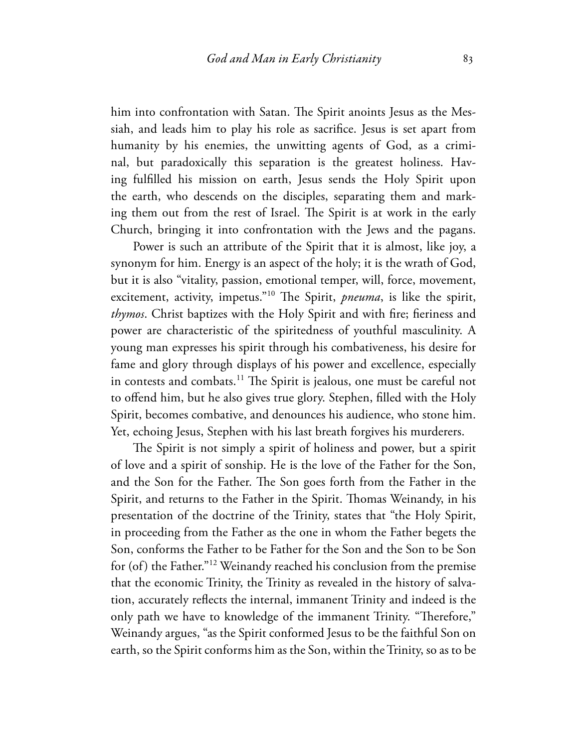him into confrontation with Satan. The Spirit anoints Jesus as the Messiah, and leads him to play his role as sacrifice. Jesus is set apart from humanity by his enemies, the unwitting agents of God, as a criminal, but paradoxically this separation is the greatest holiness. Having fulfilled his mission on earth, Jesus sends the Holy Spirit upon the earth, who descends on the disciples, separating them and marking them out from the rest of Israel. The Spirit is at work in the early Church, bringing it into confrontation with the Jews and the pagans.

Power is such an attribute of the Spirit that it is almost, like joy, a synonym for him. Energy is an aspect of the holy; it is the wrath of God, but it is also "vitality, passion, emotional temper, will, force, movement, excitement, activity, impetus."[10] The Spirit, *pneuma*, is like the spirit, *thymos*. Christ baptizes with the Holy Spirit and with fire; fieriness and power are characteristic of the spiritedness of youthful masculinity. A young man expresses his spirit through his combativeness, his desire for fame and glory through displays of his power and excellence, especially in contests and combats.[11] The Spirit is jealous, one must be careful not to offend him, but he also gives true glory. Stephen, filled with the Holy Spirit, becomes combative, and denounces his audience, who stone him. Yet, echoing Jesus, Stephen with his last breath forgives his murderers.

The Spirit is not simply a spirit of holiness and power, but a spirit of love and a spirit of sonship. He is the love of the Father for the Son, and the Son for the Father. The Son goes forth from the Father in the Spirit, and returns to the Father in the Spirit. Thomas Weinandy, in his presentation of the doctrine of the Trinity, states that "the Holy Spirit, in proceeding from the Father as the one in whom the Father begets the Son, conforms the Father to be Father for the Son and the Son to be Son for (of) the Father."[12] Weinandy reached his conclusion from the premise that the economic Trinity, the Trinity as revealed in the history of salvation, accurately reflects the internal, immanent Trinity and indeed is the only path we have to knowledge of the immanent Trinity. "Therefore," Weinandy argues, "as the Spirit conformed Jesus to be the faithful Son on earth, so the Spirit conforms him as the Son, within the Trinity, so as to be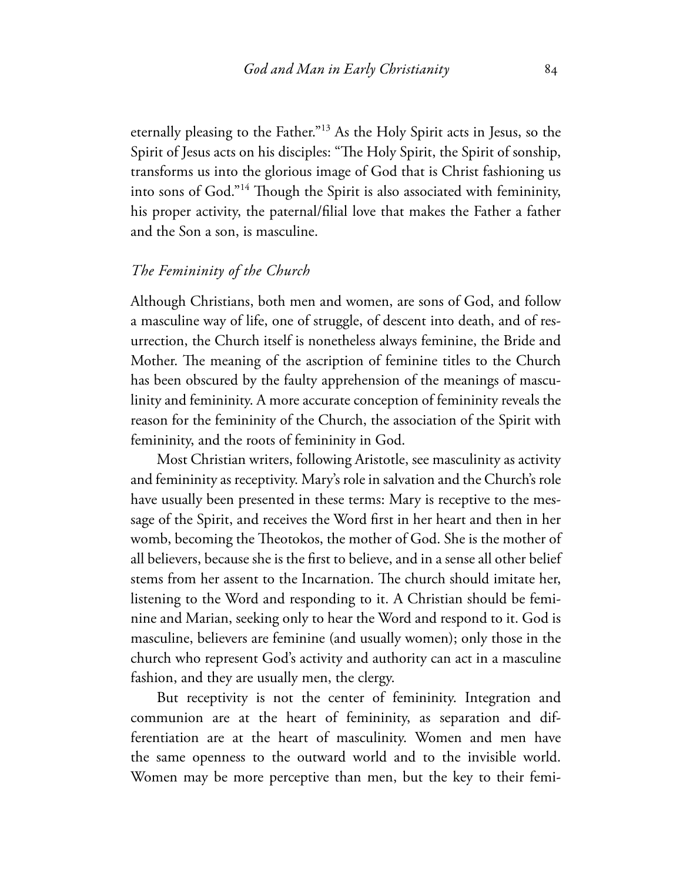eternally pleasing to the Father."[13] As the Holy Spirit acts in Jesus, so the Spirit of Jesus acts on his disciples: "The Holy Spirit, the Spirit of sonship, transforms us into the glorious image of God that is Christ fashioning us into sons of God."[14] Though the Spirit is also associated with femininity, his proper activity, the paternal/filial love that makes the Father a father and the Son a son, is masculine.

### *The Femininity of the Church*

Although Christians, both men and women, are sons of God, and follow a masculine way of life, one of struggle, of descent into death, and of resurrection, the Church itself is nonetheless always feminine, the Bride and Mother. The meaning of the ascription of feminine titles to the Church has been obscured by the faulty apprehension of the meanings of masculinity and femininity. A more accurate conception of femininity reveals the reason for the femininity of the Church, the association of the Spirit with femininity, and the roots of femininity in God.

Most Christian writers, following Aristotle, see masculinity as activity and femininity as receptivity. Mary's role in salvation and the Church's role have usually been presented in these terms: Mary is receptive to the message of the Spirit, and receives the Word first in her heart and then in her womb, becoming the Theotokos, the mother of God. She is the mother of all believers, because she is the first to believe, and in a sense all other belief stems from her assent to the Incarnation. The church should imitate her, listening to the Word and responding to it. A Christian should be feminine and Marian, seeking only to hear the Word and respond to it. God is masculine, believers are feminine (and usually women); only those in the church who represent God's activity and authority can act in a masculine fashion, and they are usually men, the clergy.

But receptivity is not the center of femininity. Integration and communion are at the heart of femininity, as separation and differentiation are at the heart of masculinity. Women and men have the same openness to the outward world and to the invisible world. Women may be more perceptive than men, but the key to their femi-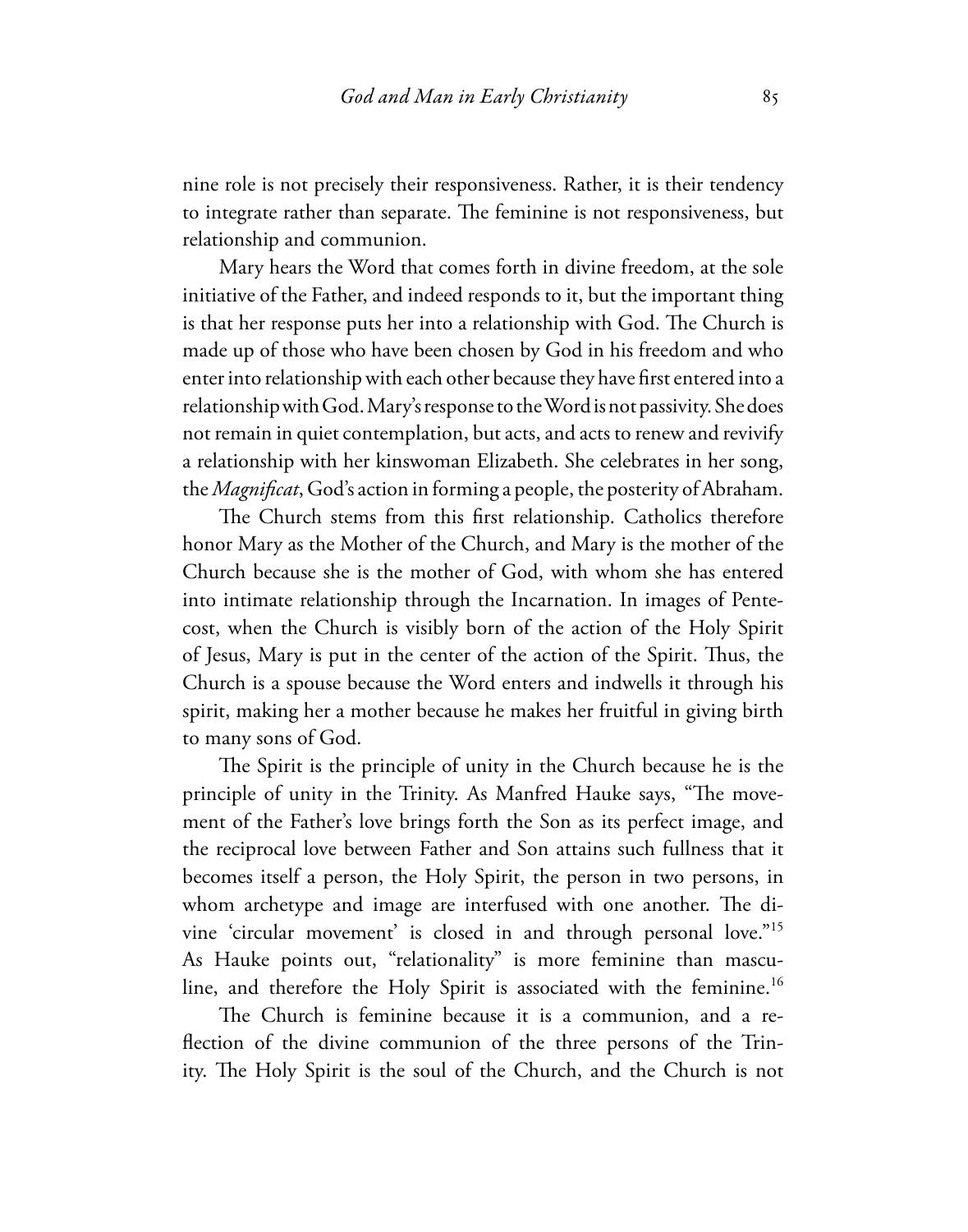nine role is not precisely their responsiveness. Rather, it is their tendency to integrate rather than separate. The feminine is not responsiveness, but relationship and communion.

Mary hears the Word that comes forth in divine freedom, at the sole initiative of the Father, and indeed responds to it, but the important thing is that her response puts her into a relationship with God. The Church is made up of those who have been chosen by God in his freedom and who enter into relationship with each other because they have first entered into a relationship with God. Mary's response to the Word is not passivity. She does not remain in quiet contemplation, but acts, and acts to renew and revivify a relationship with her kinswoman Elizabeth. She celebrates in her song, the *Magnificat*, God's action in forming a people, the posterity of Abraham.

The Church stems from this first relationship. Catholics therefore honor Mary as the Mother of the Church, and Mary is the mother of the Church because she is the mother of God, with whom she has entered into intimate relationship through the Incarnation. In images of Pentecost, when the Church is visibly born of the action of the Holy Spirit of Jesus, Mary is put in the center of the action of the Spirit. Thus, the Church is a spouse because the Word enters and indwells it through his spirit, making her a mother because he makes her fruitful in giving birth to many sons of God.

The Spirit is the principle of unity in the Church because he is the principle of unity in the Trinity. As Manfred Hauke says, "The movement of the Father's love brings forth the Son as its perfect image, and the reciprocal love between Father and Son attains such fullness that it becomes itself a person, the Holy Spirit, the person in two persons, in whom archetype and image are interfused with one another. The divine 'circular movement' is closed in and through personal love."[15] As Hauke points out, "relationality" is more feminine than masculine, and therefore the Holy Spirit is associated with the feminine.[16]

The Church is feminine because it is a communion, and a reflection of the divine communion of the three persons of the Trinity. The Holy Spirit is the soul of the Church, and the Church is not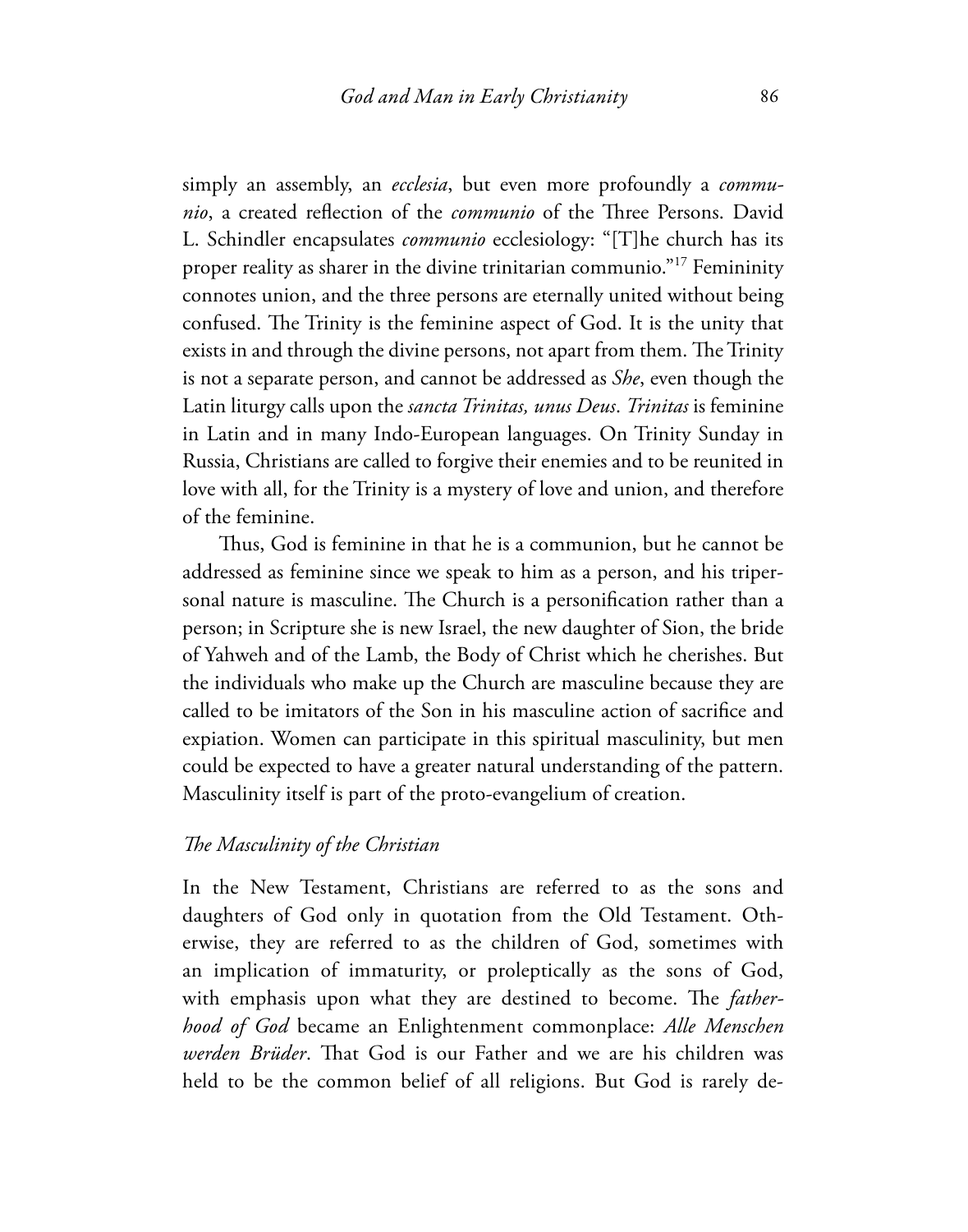simply an assembly, an *ecclesia*, but even more profoundly a *communio*, a created reflection of the *communio* of the Three Persons. David L. Schindler encapsulates *communio* ecclesiology: "[T]he church has its proper reality as sharer in the divine trinitarian communio."[17] Femininity connotes union, and the three persons are eternally united without being confused. The Trinity is the feminine aspect of God. It is the unity that exists in and through the divine persons, not apart from them. The Trinity is not a separate person, and cannot be addressed as *She*, even though the Latin liturgy calls upon the *sancta Trinitas, unus Deus*. *Trinitas* is feminine in Latin and in many Indo-European languages. On Trinity Sunday in Russia, Christians are called to forgive their enemies and to be reunited in love with all, for the Trinity is a mystery of love and union, and therefore of the feminine.

Thus, God is feminine in that he is a communion, but he cannot be addressed as feminine since we speak to him as a person, and his tripersonal nature is masculine. The Church is a personification rather than a person; in Scripture she is new Israel, the new daughter of Sion, the bride of Yahweh and of the Lamb, the Body of Christ which he cherishes. But the individuals who make up the Church are masculine because they are called to be imitators of the Son in his masculine action of sacrifice and expiation. Women can participate in this spiritual masculinity, but men could be expected to have a greater natural understanding of the pattern. Masculinity itself is part of the proto-evangelium of creation.

### *The Masculinity of the Christian*

In the New Testament, Christians are referred to as the sons and daughters of God only in quotation from the Old Testament. Otherwise, they are referred to as the children of God, sometimes with an implication of immaturity, or proleptically as the sons of God, with emphasis upon what they are destined to become. The *fatherhood of God* became an Enlightenment commonplace: *Alle Menschen werden Brüder*. That God is our Father and we are his children was held to be the common belief of all religions. But God is rarely de-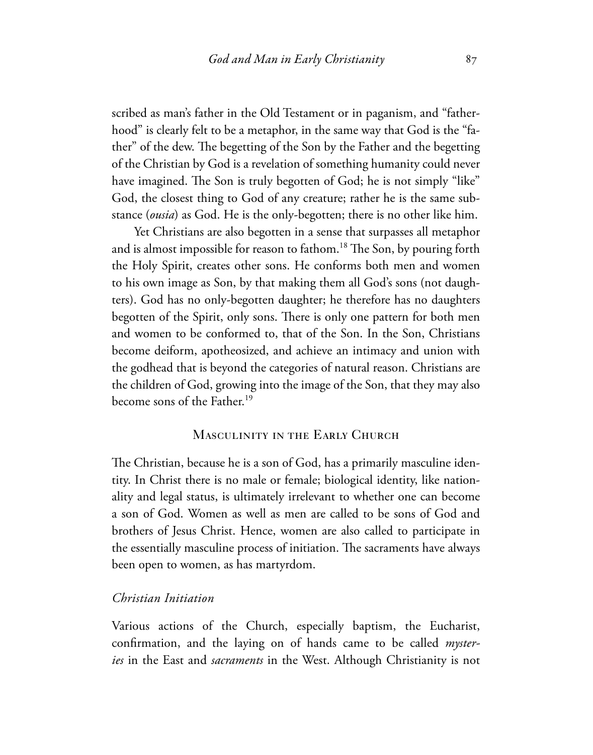scribed as man's father in the Old Testament or in paganism, and "fatherhood" is clearly felt to be a metaphor, in the same way that God is the "father" of the dew. The begetting of the Son by the Father and the begetting of the Christian by God is a revelation of something humanity could never have imagined. The Son is truly begotten of God; he is not simply "like" God, the closest thing to God of any creature; rather he is the same substance (*ousia*) as God. He is the only-begotten; there is no other like him.

Yet Christians are also begotten in a sense that surpasses all metaphor and is almost impossible for reason to fathom.[18] The Son, by pouring forth the Holy Spirit, creates other sons. He conforms both men and women to his own image as Son, by that making them all God's sons (not daughters). God has no only-begotten daughter; he therefore has no daughters begotten of the Spirit, only sons. There is only one pattern for both men and women to be conformed to, that of the Son. In the Son, Christians become deiform, apotheosized, and achieve an intimacy and union with the godhead that is beyond the categories of natural reason. Christians are the children of God, growing into the image of the Son, that they may also become sons of the Father.[19]

## Masculinity in the Early Church

The Christian, because he is a son of God, has a primarily masculine identity. In Christ there is no male or female; biological identity, like nationality and legal status, is ultimately irrelevant to whether one can become a son of God. Women as well as men are called to be sons of God and brothers of Jesus Christ. Hence, women are also called to participate in the essentially masculine process of initiation. The sacraments have always been open to women, as has martyrdom.

### *Christian Initiation*

Various actions of the Church, especially baptism, the Eucharist, confirmation, and the laying on of hands came to be called *mysteries* in the East and *sacraments* in the West. Although Christianity is not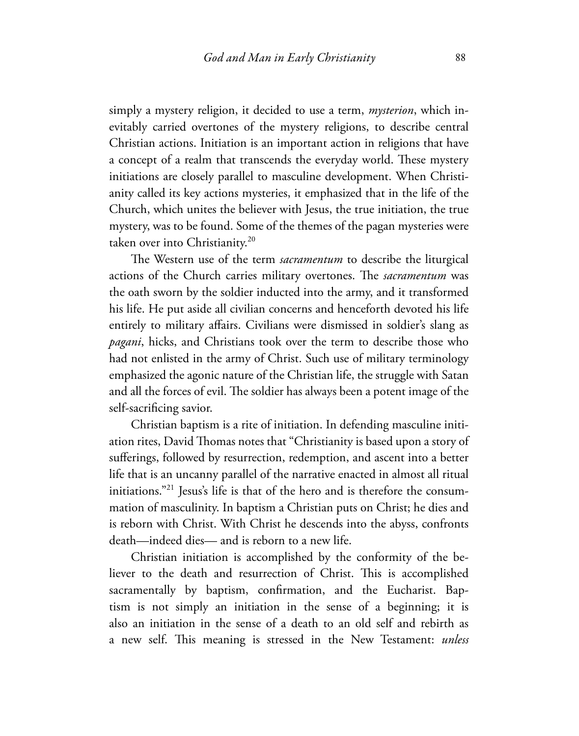simply a mystery religion, it decided to use a term, *mysterion*, which inevitably carried overtones of the mystery religions, to describe central Christian actions. Initiation is an important action in religions that have a concept of a realm that transcends the everyday world. These mystery initiations are closely parallel to masculine development. When Christianity called its key actions mysteries, it emphasized that in the life of the Church, which unites the believer with Jesus, the true initiation, the true mystery, was to be found. Some of the themes of the pagan mysteries were taken over into Christianity.[20]

The Western use of the term *sacramentum* to describe the liturgical actions of the Church carries military overtones. The *sacramentum* was the oath sworn by the soldier inducted into the army, and it transformed his life. He put aside all civilian concerns and henceforth devoted his life entirely to military affairs. Civilians were dismissed in soldier's slang as *pagani*, hicks, and Christians took over the term to describe those who had not enlisted in the army of Christ. Such use of military terminology emphasized the agonic nature of the Christian life, the struggle with Satan and all the forces of evil. The soldier has always been a potent image of the self-sacrificing savior.

Christian baptism is a rite of initiation. In defending masculine initiation rites, David Thomas notes that "Christianity is based upon a story of sufferings, followed by resurrection, redemption, and ascent into a better life that is an uncanny parallel of the narrative enacted in almost all ritual initiations."[21] Jesus's life is that of the hero and is therefore the consummation of masculinity. In baptism a Christian puts on Christ; he dies and is reborn with Christ. With Christ he descends into the abyss, confronts death—indeed dies— and is reborn to a new life.

Christian initiation is accomplished by the conformity of the believer to the death and resurrection of Christ. This is accomplished sacramentally by baptism, confirmation, and the Eucharist. Baptism is not simply an initiation in the sense of a beginning; it is also an initiation in the sense of a death to an old self and rebirth as a new self. This meaning is stressed in the New Testament: *unless*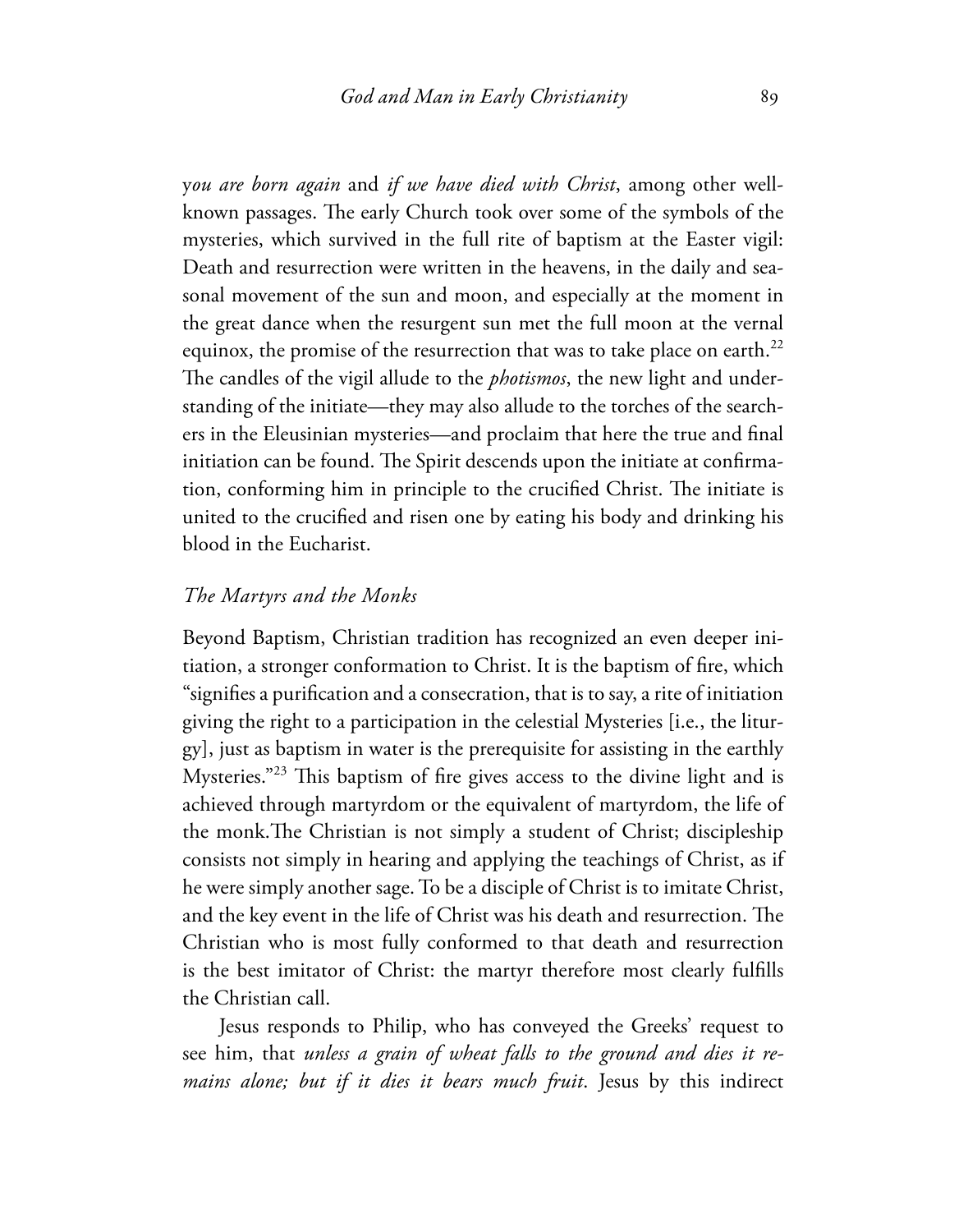*you are born again* and *if we have died with Christ*, among other well-known passages. The early Church took over some of the symbols of the mysteries, which survived in the full rite of baptism at the Easter vigil: Death and resurrection were written in the heavens, in the daily and seasonal movement of the sun and moon, and especially at the moment in the great dance when the resurgent sun met the full moon at the vernal equinox, the promise of the resurrection that was to take place on earth.[22] The candles of the vigil allude to the *photismos*, the new light and understanding of the initiate—they may also allude to the torches of the searchers in the Eleusinian mysteries—and proclaim that here the true and final initiation can be found. The Spirit descends upon the initiate at confirmation, conforming him in principle to the crucified Christ. The initiate is united to the crucified and risen one by eating his body and drinking his blood in the Eucharist.

### *The Martyrs and the Monks*

Beyond Baptism, Christian tradition has recognized an even deeper initiation, a stronger conformation to Christ. It is the baptism of fire, which "signifies a purification and a consecration, that is to say, a rite of initiation giving the right to a participation in the celestial Mysteries [i.e., the liturgy], just as baptism in water is the prerequisite for assisting in the earthly Mysteries."[23] This baptism of fire gives access to the divine light and is achieved through martyrdom or the equivalent of martyrdom, the life of the monk.The Christian is not simply a student of Christ; discipleship consists not simply in hearing and applying the teachings of Christ, as if he were simply another sage. To be a disciple of Christ is to imitate Christ, and the key event in the life of Christ was his death and resurrection. The Christian who is most fully conformed to that death and resurrection is the best imitator of Christ: the martyr therefore most clearly fulfills the Christian call.

Jesus responds to Philip, who has conveyed the Greeks' request to see him, that *unless a grain of wheat falls to the ground and dies it remains alone; but if it dies it bears much fruit*. Jesus by this indirect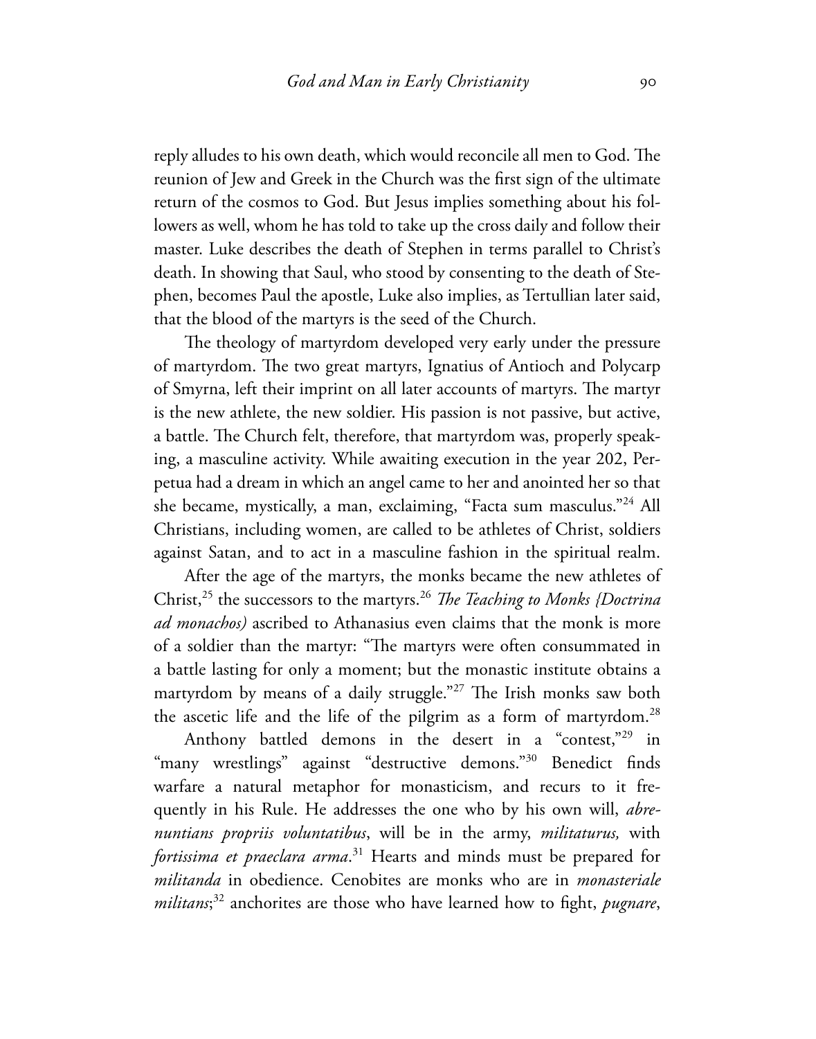reply alludes to his own death, which would reconcile all men to God. The reunion of Jew and Greek in the Church was the first sign of the ultimate return of the cosmos to God. But Jesus implies something about his followers as well, whom he has told to take up the cross daily and follow their master. Luke describes the death of Stephen in terms parallel to Christ's death. In showing that Saul, who stood by consenting to the death of Stephen, becomes Paul the apostle, Luke also implies, as Tertullian later said, that the blood of the martyrs is the seed of the Church.

The theology of martyrdom developed very early under the pressure of martyrdom. The two great martyrs, Ignatius of Antioch and Polycarp of Smyrna, left their imprint on all later accounts of martyrs. The martyr is the new athlete, the new soldier. His passion is not passive, but active, a battle. The Church felt, therefore, that martyrdom was, properly speaking, a masculine activity. While awaiting execution in the year 202, Perpetua had a dream in which an angel came to her and anointed her so that she became, mystically, a man, exclaiming, "Facta sum masculus."[24] All Christians, including women, are called to be athletes of Christ, soldiers against Satan, and to act in a masculine fashion in the spiritual realm.

After the age of the martyrs, the monks became the new athletes of Christ,[25] the successors to the martyrs.[26] *The Teaching to Monks {Doctrina ad monachos)* ascribed to Athanasius even claims that the monk is more of a soldier than the martyr: "The martyrs were often consummated in a battle lasting for only a moment; but the monastic institute obtains a martyrdom by means of a daily struggle."[27] The Irish monks saw both the ascetic life and the life of the pilgrim as a form of martyrdom.[28]

Anthony battled demons in the desert in a "contest,"[29] in "many wrestlings" against "destructive demons."[30] Benedict finds warfare a natural metaphor for monasticism, and recurs to it frequently in his Rule. He addresses the one who by his own will, *abrenuntians propriis voluntatibus*, will be in the army, *militaturus,* with *fortissima et praeclara arma*.[31] Hearts and minds must be prepared for *militanda* in obedience. Cenobites are monks who are in *monasteriale militans*;[32] anchorites are those who have learned how to fight, *pugnare*,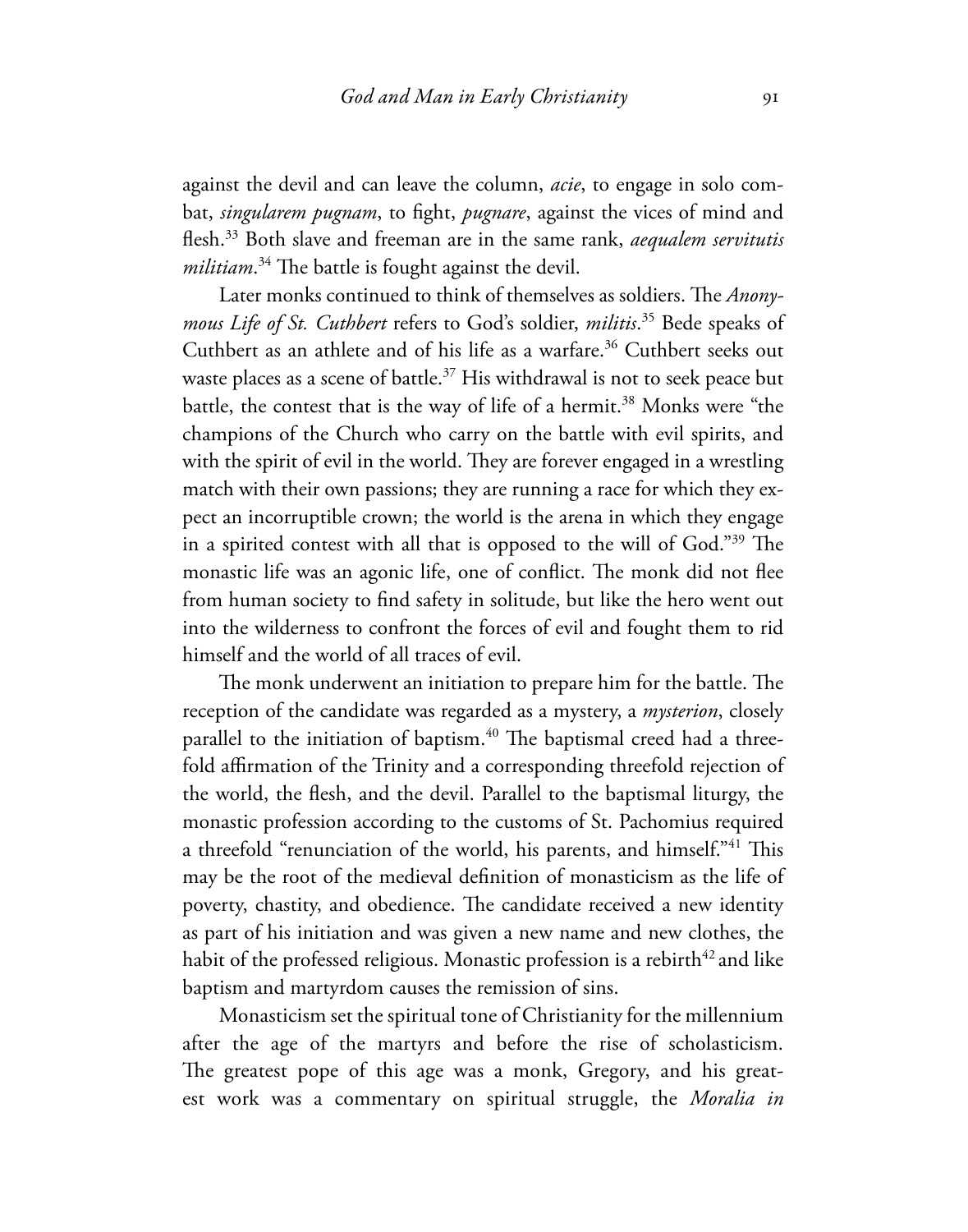against the devil and can leave the column, *acie*, to engage in solo combat, *singularem pugnam*, to fight, *pugnare*, against the vices of mind and flesh.[33] Both slave and freeman are in the same rank, *aequalem servitutis militiam*.[34] The battle is fought against the devil.

Later monks continued to think of themselves as soldiers. The *Anonymous Life of St. Cuthbert* refers to God's soldier, *militis*.[35] Bede speaks of Cuthbert as an athlete and of his life as a warfare.[36] Cuthbert seeks out waste places as a scene of battle.[37] His withdrawal is not to seek peace but battle, the contest that is the way of life of a hermit.[38] Monks were "the champions of the Church who carry on the battle with evil spirits, and with the spirit of evil in the world. They are forever engaged in a wrestling match with their own passions; they are running a race for which they expect an incorruptible crown; the world is the arena in which they engage in a spirited contest with all that is opposed to the will of God."[39] The monastic life was an agonic life, one of conflict. The monk did not flee from human society to find safety in solitude, but like the hero went out into the wilderness to confront the forces of evil and fought them to rid himself and the world of all traces of evil.

The monk underwent an initiation to prepare him for the battle. The reception of the candidate was regarded as a mystery, a *mysterion*, closely parallel to the initiation of baptism.[40] The baptismal creed had a threefold affirmation of the Trinity and a corresponding threefold rejection of the world, the flesh, and the devil. Parallel to the baptismal liturgy, the monastic profession according to the customs of St. Pachomius required a threefold "renunciation of the world, his parents, and himself."[41] This may be the root of the medieval definition of monasticism as the life of poverty, chastity, and obedience. The candidate received a new identity as part of his initiation and was given a new name and new clothes, the habit of the professed religious. Monastic profession is a rebirth[42] and like baptism and martyrdom causes the remission of sins.

Monasticism set the spiritual tone of Christianity for the millennium after the age of the martyrs and before the rise of scholasticism. The greatest pope of this age was a monk, Gregory, and his greatest work was a commentary on spiritual struggle, the *Moralia in*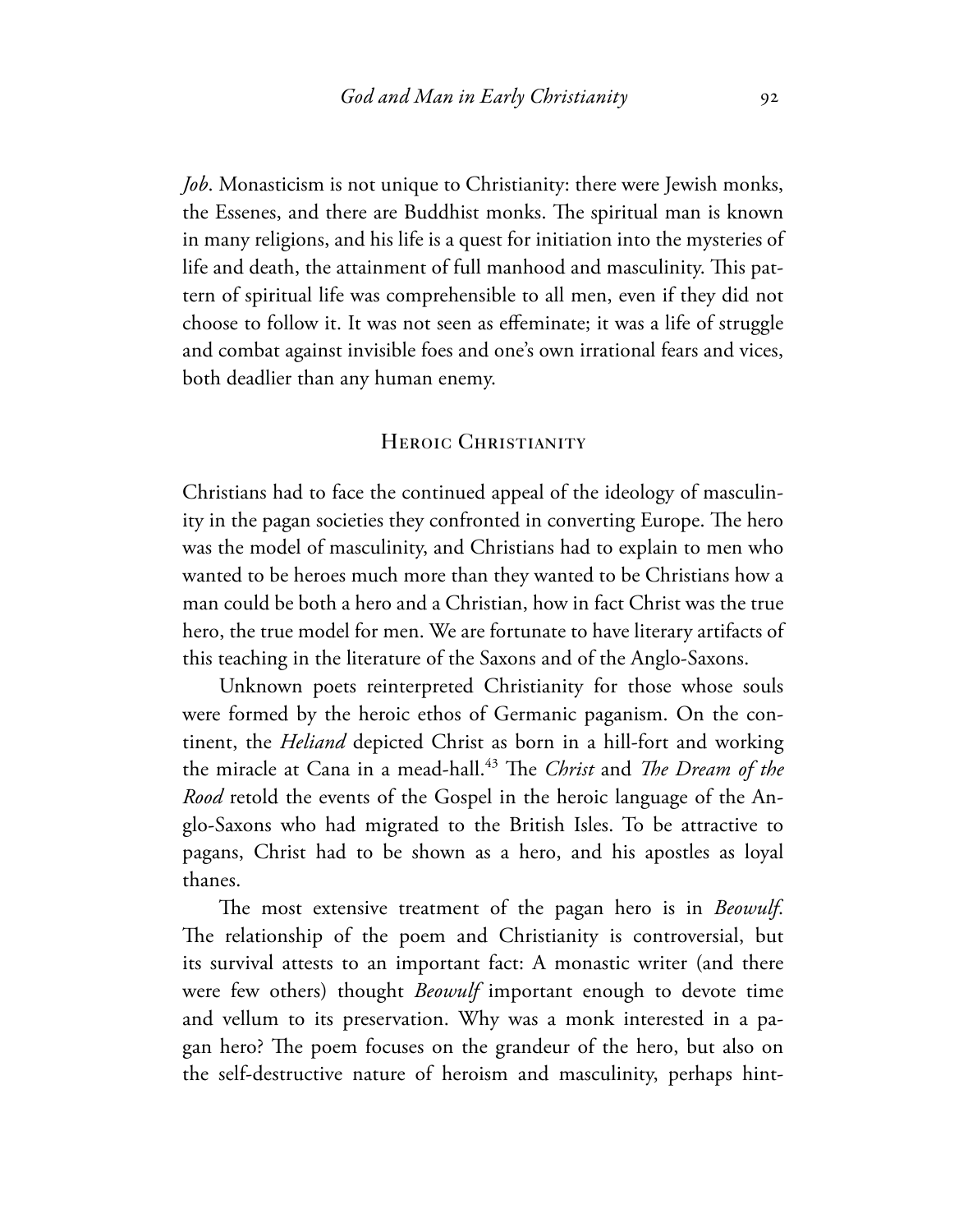*Job*. Monasticism is not unique to Christianity: there were Jewish monks, the Essenes, and there are Buddhist monks. The spiritual man is known in many religions, and his life is a quest for initiation into the mysteries of life and death, the attainment of full manhood and masculinity. This pattern of spiritual life was comprehensible to all men, even if they did not choose to follow it. It was not seen as effeminate; it was a life of struggle and combat against invisible foes and one's own irrational fears and vices, both deadlier than any human enemy.

## Heroic Christianity

Christians had to face the continued appeal of the ideology of masculinity in the pagan societies they confronted in converting Europe. The hero was the model of masculinity, and Christians had to explain to men who wanted to be heroes much more than they wanted to be Christians how a man could be both a hero and a Christian, how in fact Christ was the true hero, the true model for men. We are fortunate to have literary artifacts of this teaching in the literature of the Saxons and of the Anglo-Saxons.

Unknown poets reinterpreted Christianity for those whose souls were formed by the heroic ethos of Germanic paganism. On the continent, the *Heliand* depicted Christ as born in a hill-fort and working the miracle at Cana in a mead-hall.[43] The *Christ* and *The Dream of the Rood* retold the events of the Gospel in the heroic language of the Anglo-Saxons who had migrated to the British Isles. To be attractive to pagans, Christ had to be shown as a hero, and his apostles as loyal thanes.

The most extensive treatment of the pagan hero is in *Beowulf*. The relationship of the poem and Christianity is controversial, but its survival attests to an important fact: A monastic writer (and there were few others) thought *Beowulf* important enough to devote time and vellum to its preservation. Why was a monk interested in a pagan hero? The poem focuses on the grandeur of the hero, but also on the self-destructive nature of heroism and masculinity, perhaps hint-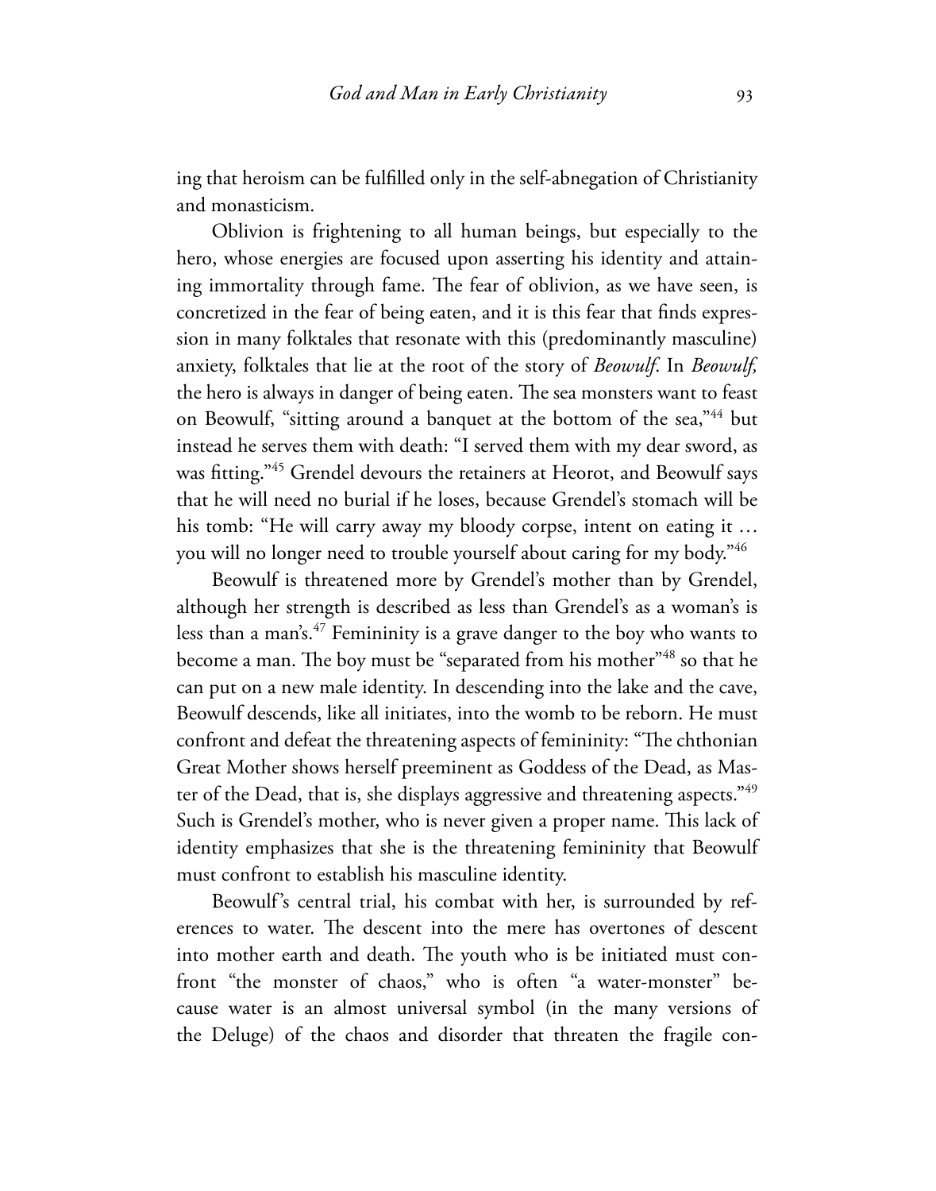ing that heroism can be fulfilled only in the self-abnegation of Christianity and monasticism.

Oblivion is frightening to all human beings, but especially to the hero, whose energies are focused upon asserting his identity and attaining immortality through fame. The fear of oblivion, as we have seen, is concretized in the fear of being eaten, and it is this fear that finds expression in many folktales that resonate with this (predominantly masculine) anxiety, folktales that lie at the root of the story of *Beowulf*. In *Beowulf*, the hero is always in danger of being eaten. The sea monsters want to feast on Beowulf, "sitting around a banquet at the bottom of the sea,"[44] but instead he serves them with death: "I served them with my dear sword, as was fitting."[45] Grendel devours the retainers at Heorot, and Beowulf says that he will need no burial if he loses, because Grendel's stomach will be his tomb: "He will carry away my bloody corpse, intent on eating it … you will no longer need to trouble yourself about caring for my body."[46]

Beowulf is threatened more by Grendel's mother than by Grendel, although her strength is described as less than Grendel's as a woman's is less than a man's.[47] Femininity is a grave danger to the boy who wants to become a man. The boy must be "separated from his mother"[48] so that he can put on a new male identity. In descending into the lake and the cave, Beowulf descends, like all initiates, into the womb to be reborn. He must confront and defeat the threatening aspects of femininity: "The chthonian Great Mother shows herself preeminent as Goddess of the Dead, as Master of the Dead, that is, she displays aggressive and threatening aspects."[49] Such is Grendel's mother, who is never given a proper name. This lack of identity emphasizes that she is the threatening femininity that Beowulf must confront to establish his masculine identity.

Beowulf's central trial, his combat with her, is surrounded by references to water. The descent into the mere has overtones of descent into mother earth and death. The youth who is be initiated must confront "the monster of chaos," who is often "a water-monster" because water is an almost universal symbol (in the many versions of the Deluge) of the chaos and disorder that threaten the fragile con-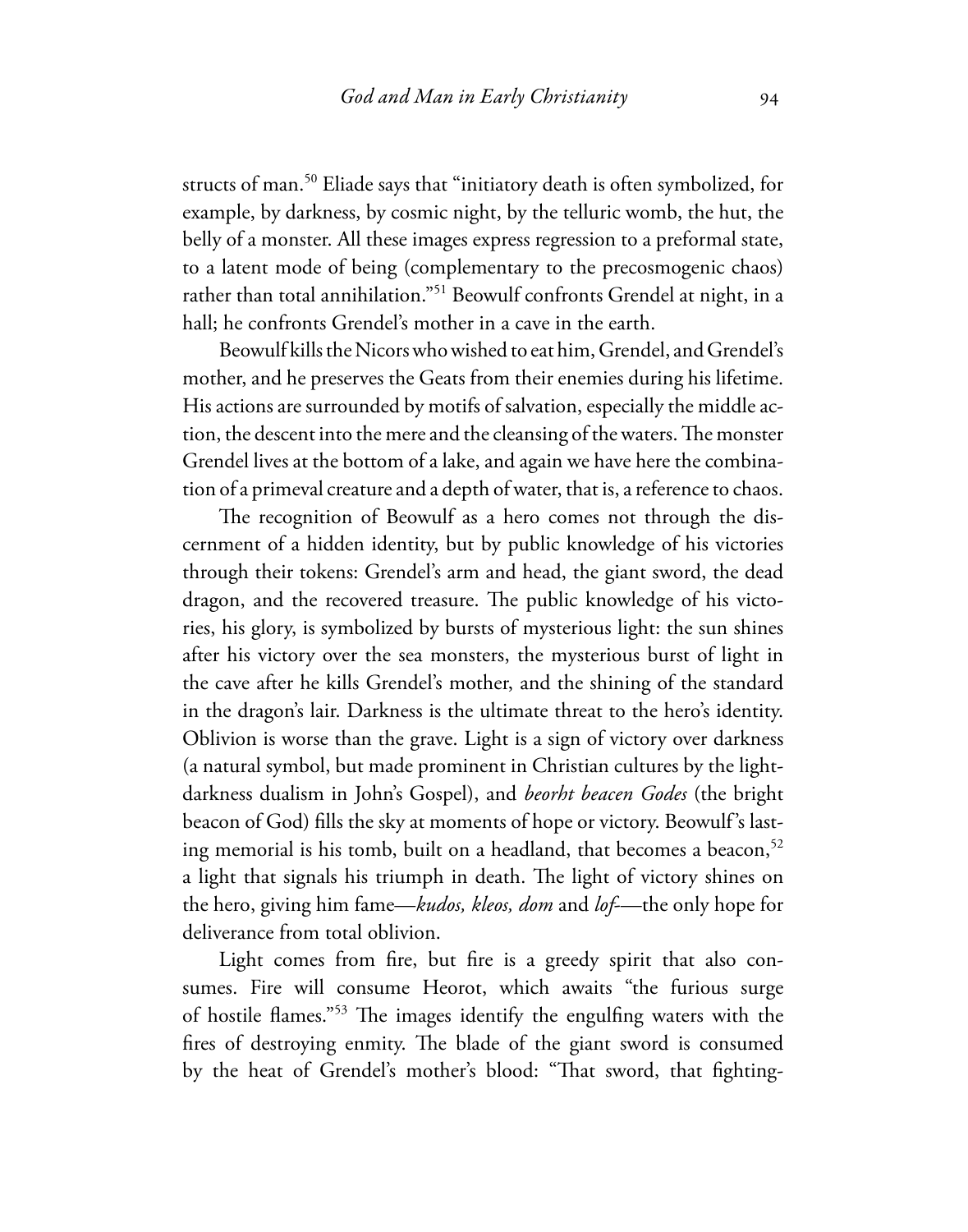structs of man.[50] Eliade says that "initiatory death is often symbolized, for example, by darkness, by cosmic night, by the telluric womb, the hut, the belly of a monster. All these images express regression to a preformal state, to a latent mode of being (complementary to the precosmogenic chaos) rather than total annihilation."[51] Beowulf confronts Grendel at night, in a hall; he confronts Grendel's mother in a cave in the earth.

Beowulf kills the Nicors who wished to eat him, Grendel, and Grendel's mother, and he preserves the Geats from their enemies during his lifetime. His actions are surrounded by motifs of salvation, especially the middle action, the descent into the mere and the cleansing of the waters. The monster Grendel lives at the bottom of a lake, and again we have here the combination of a primeval creature and a depth of water, that is, a reference to chaos.

The recognition of Beowulf as a hero comes not through the discernment of a hidden identity, but by public knowledge of his victories through their tokens: Grendel's arm and head, the giant sword, the dead dragon, and the recovered treasure. The public knowledge of his victories, his glory, is symbolized by bursts of mysterious light: the sun shines after his victory over the sea monsters, the mysterious burst of light in the cave after he kills Grendel's mother, and the shining of the standard in the dragon's lair. Darkness is the ultimate threat to the hero's identity. Oblivion is worse than the grave. Light is a sign of victory over darkness (a natural symbol, but made prominent in Christian cultures by the light-darkness dualism in John's Gospel), and *beorht beacen Godes* (the bright beacon of God) fills the sky at moments of hope or victory. Beowulf's lasting memorial is his tomb, built on a headland, that becomes a beacon,[52] a light that signals his triumph in death. The light of victory shines on the hero, giving him fame—*kudos, kleos, dom* and *lof*—the only hope for deliverance from total oblivion.

Light comes from fire, but fire is a greedy spirit that also consumes. Fire will consume Heorot, which awaits "the furious surge of hostile flames."[53] The images identify the engulfing waters with the fires of destroying enmity. The blade of the giant sword is consumed by the heat of Grendel's mother's blood: "That sword, that fighting-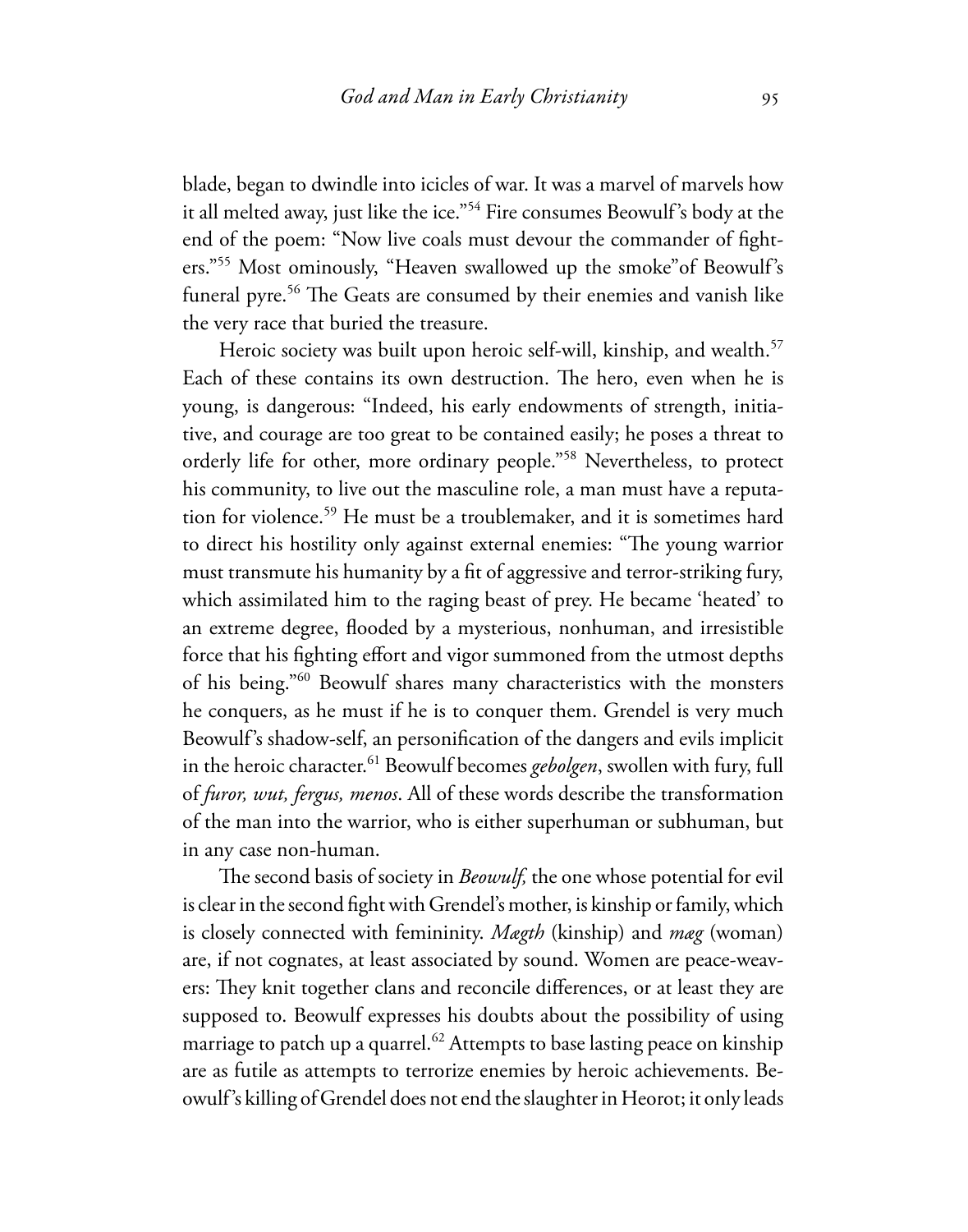blade, began to dwindle into icicles of war. It was a marvel of marvels how it all melted away, just like the ice."[54] Fire consumes Beowulf's body at the end of the poem: "Now live coals must devour the commander of fighters."[55] Most ominously, "Heaven swallowed up the smoke"of Beowulf's funeral pyre.[56] The Geats are consumed by their enemies and vanish like the very race that buried the treasure.

Heroic society was built upon heroic self-will, kinship, and wealth.[57] Each of these contains its own destruction. The hero, even when he is young, is dangerous: "Indeed, his early endowments of strength, initiative, and courage are too great to be contained easily; he poses a threat to orderly life for other, more ordinary people."[58] Nevertheless, to protect his community, to live out the masculine role, a man must have a reputation for violence.[59] He must be a troublemaker, and it is sometimes hard to direct his hostility only against external enemies: "The young warrior must transmute his humanity by a fit of aggressive and terror-striking fury, which assimilated him to the raging beast of prey. He became 'heated' to an extreme degree, flooded by a mysterious, nonhuman, and irresistible force that his fighting effort and vigor summoned from the utmost depths of his being."[60] Beowulf shares many characteristics with the monsters he conquers, as he must if he is to conquer them. Grendel is very much Beowulf's shadow-self, an personification of the dangers and evils implicit in the heroic character.[61] Beowulf becomes *gebolgen*, swollen with fury, full of *furor, wut, fergus, menos*. All of these words describe the transformation of the man into the warrior, who is either superhuman or subhuman, but in any case non-human.

The second basis of society in *Beowulf,* the one whose potential for evil is clear in the second fight with Grendel's mother, is kinship or family, which is closely connected with femininity. *Mægth* (kinship) and *mæg* (woman) are, if not cognates, at least associated by sound. Women are peace-weavers: They knit together clans and reconcile differences, or at least they are supposed to. Beowulf expresses his doubts about the possibility of using marriage to patch up a quarrel.[62] Attempts to base lasting peace on kinship are as futile as attempts to terrorize enemies by heroic achievements. Beowulf's killing of Grendel does not end the slaughter in Heorot; it only leads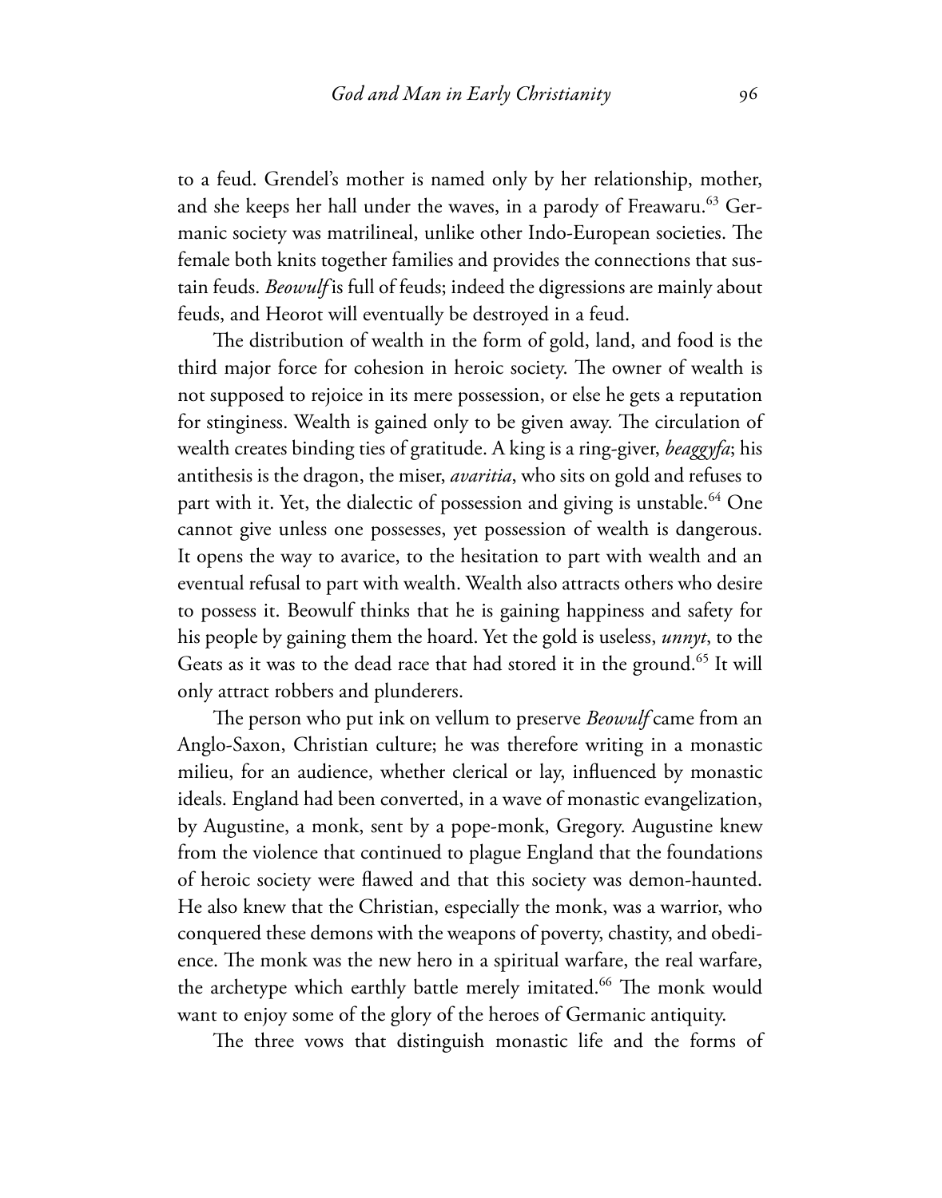to a feud. Grendel's mother is named only by her relationship, mother, and she keeps her hall under the waves, in a parody of Freawaru.[63] Germanic society was matrilineal, unlike other Indo-European societies. The female both knits together families and provides the connections that sustain feuds. *Beowulf* is full of feuds; indeed the digressions are mainly about feuds, and Heorot will eventually be destroyed in a feud.

The distribution of wealth in the form of gold, land, and food is the third major force for cohesion in heroic society. The owner of wealth is not supposed to rejoice in its mere possession, or else he gets a reputation for stinginess. Wealth is gained only to be given away. The circulation of wealth creates binding ties of gratitude. A king is a ring-giver, *beaggyfa*; his antithesis is the dragon, the miser, *avaritia*, who sits on gold and refuses to part with it. Yet, the dialectic of possession and giving is unstable.[64] One cannot give unless one possesses, yet possession of wealth is dangerous. It opens the way to avarice, to the hesitation to part with wealth and an eventual refusal to part with wealth. Wealth also attracts others who desire to possess it. Beowulf thinks that he is gaining happiness and safety for his people by gaining them the hoard. Yet the gold is useless, *unnyt*, to the Geats as it was to the dead race that had stored it in the ground.[65] It will only attract robbers and plunderers.

The person who put ink on vellum to preserve *Beowulf* came from an Anglo-Saxon, Christian culture; he was therefore writing in a monastic milieu, for an audience, whether clerical or lay, influenced by monastic ideals. England had been converted, in a wave of monastic evangelization, by Augustine, a monk, sent by a pope-monk, Gregory. Augustine knew from the violence that continued to plague England that the foundations of heroic society were flawed and that this society was demon-haunted. He also knew that the Christian, especially the monk, was a warrior, who conquered these demons with the weapons of poverty, chastity, and obedience. The monk was the new hero in a spiritual warfare, the real warfare, the archetype which earthly battle merely imitated.[66] The monk would want to enjoy some of the glory of the heroes of Germanic antiquity.

The three vows that distinguish monastic life and the forms of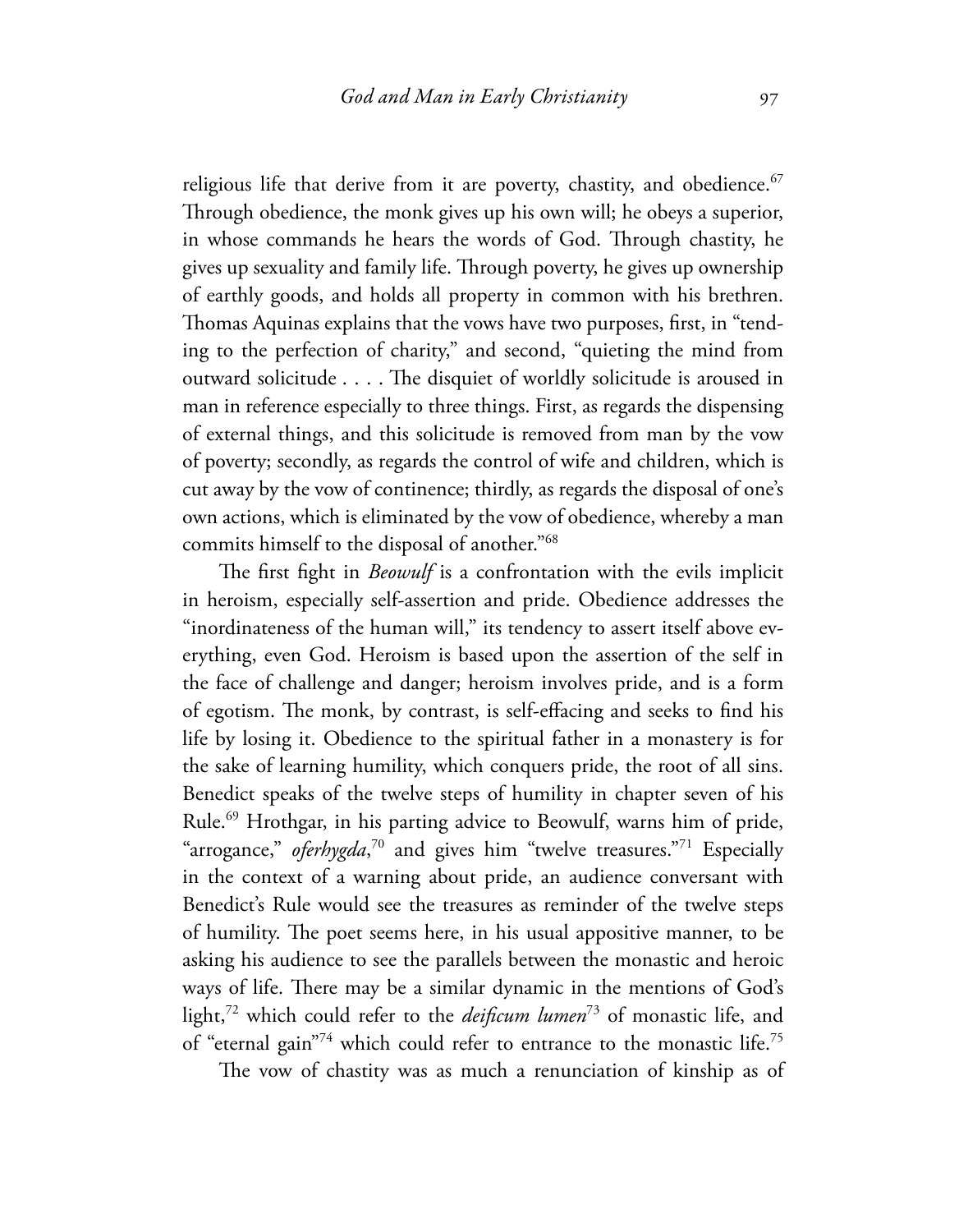religious life that derive from it are poverty, chastity, and obedience.[67] Through obedience, the monk gives up his own will; he obeys a superior, in whose commands he hears the words of God. Through chastity, he gives up sexuality and family life. Through poverty, he gives up ownership of earthly goods, and holds all property in common with his brethren. Thomas Aquinas explains that the vows have two purposes, first, in "tending to the perfection of charity," and second, "quieting the mind from outward solicitude . . . . The disquiet of worldly solicitude is aroused in man in reference especially to three things. First, as regards the dispensing of external things, and this solicitude is removed from man by the vow of poverty; secondly, as regards the control of wife and children, which is cut away by the vow of continence; thirdly, as regards the disposal of one's own actions, which is eliminated by the vow of obedience, whereby a man commits himself to the disposal of another."[68]

The first fight in *Beowulf* is a confrontation with the evils implicit in heroism, especially self-assertion and pride. Obedience addresses the "inordinateness of the human will," its tendency to assert itself above everything, even God. Heroism is based upon the assertion of the self in the face of challenge and danger; heroism involves pride, and is a form of egotism. The monk, by contrast, is self-effacing and seeks to find his life by losing it. Obedience to the spiritual father in a monastery is for the sake of learning humility, which conquers pride, the root of all sins. Benedict speaks of the twelve steps of humility in chapter seven of his Rule.[69] Hrothgar, in his parting advice to Beowulf, warns him of pride, "arrogance," *oferhygda*,[70] and gives him "twelve treasures."[71] Especially in the context of a warning about pride, an audience conversant with Benedict's Rule would see the treasures as reminder of the twelve steps of humility. The poet seems here, in his usual appositive manner, to be asking his audience to see the parallels between the monastic and heroic ways of life. There may be a similar dynamic in the mentions of God's light,[72] which could refer to the *deificum lumen*[73] of monastic life, and of "eternal gain"[74] which could refer to entrance to the monastic life.[75]

The vow of chastity was as much a renunciation of kinship as of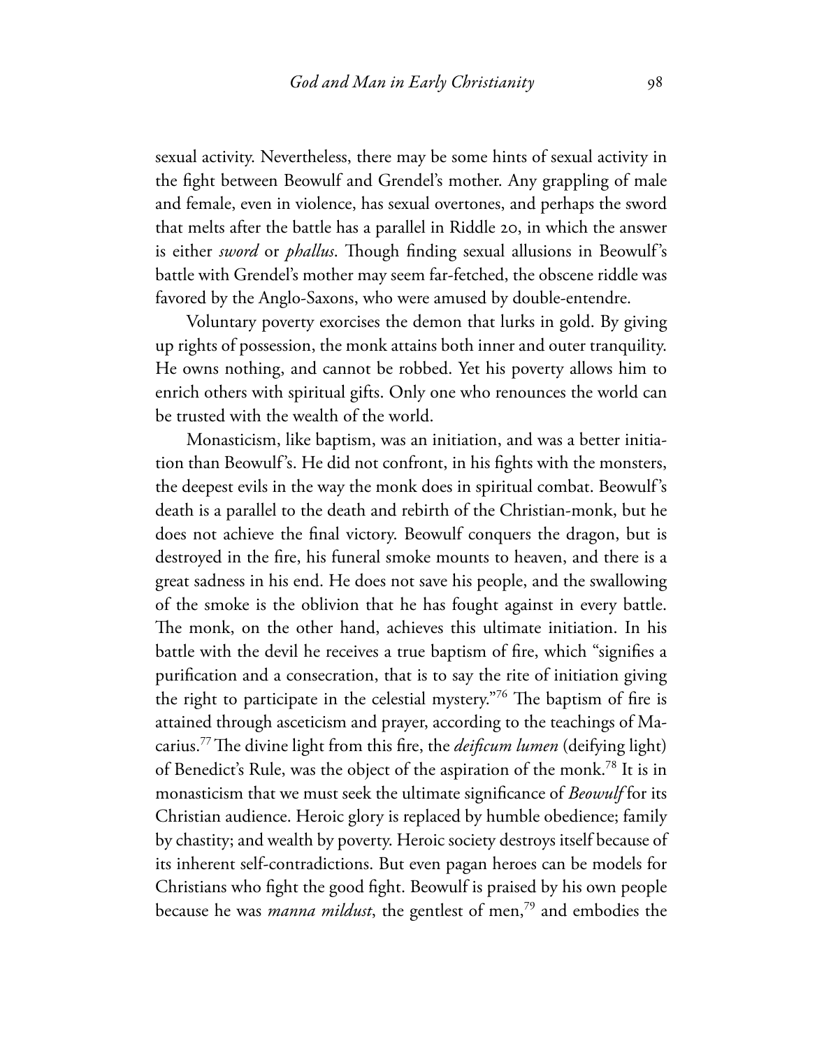sexual activity. Nevertheless, there may be some hints of sexual activity in the fight between Beowulf and Grendel's mother. Any grappling of male and female, even in violence, has sexual overtones, and perhaps the sword that melts after the battle has a parallel in Riddle 20, in which the answer is either *sword* or *phallus*. Though finding sexual allusions in Beowulf's battle with Grendel's mother may seem far-fetched, the obscene riddle was favored by the Anglo-Saxons, who were amused by double-entendre.

Voluntary poverty exorcises the demon that lurks in gold. By giving up rights of possession, the monk attains both inner and outer tranquility. He owns nothing, and cannot be robbed. Yet his poverty allows him to enrich others with spiritual gifts. Only one who renounces the world can be trusted with the wealth of the world.

Monasticism, like baptism, was an initiation, and was a better initiation than Beowulf's. He did not confront, in his fights with the monsters, the deepest evils in the way the monk does in spiritual combat. Beowulf's death is a parallel to the death and rebirth of the Christian-monk, but he does not achieve the final victory. Beowulf conquers the dragon, but is destroyed in the fire, his funeral smoke mounts to heaven, and there is a great sadness in his end. He does not save his people, and the swallowing of the smoke is the oblivion that he has fought against in every battle. The monk, on the other hand, achieves this ultimate initiation. In his battle with the devil he receives a true baptism of fire, which "signifies a purification and a consecration, that is to say the rite of initiation giving the right to participate in the celestial mystery."[76] The baptism of fire is attained through asceticism and prayer, according to the teachings of Macarius.[77] The divine light from this fire, the *deificum lumen* (deifying light) of Benedict's Rule, was the object of the aspiration of the monk.[78] It is in monasticism that we must seek the ultimate significance of *Beowulf* for its Christian audience. Heroic glory is replaced by humble obedience; family by chastity; and wealth by poverty. Heroic society destroys itself because of its inherent self-contradictions. But even pagan heroes can be models for Christians who fight the good fight. Beowulf is praised by his own people because he was *manna mildust*, the gentlest of men,[79] and embodies the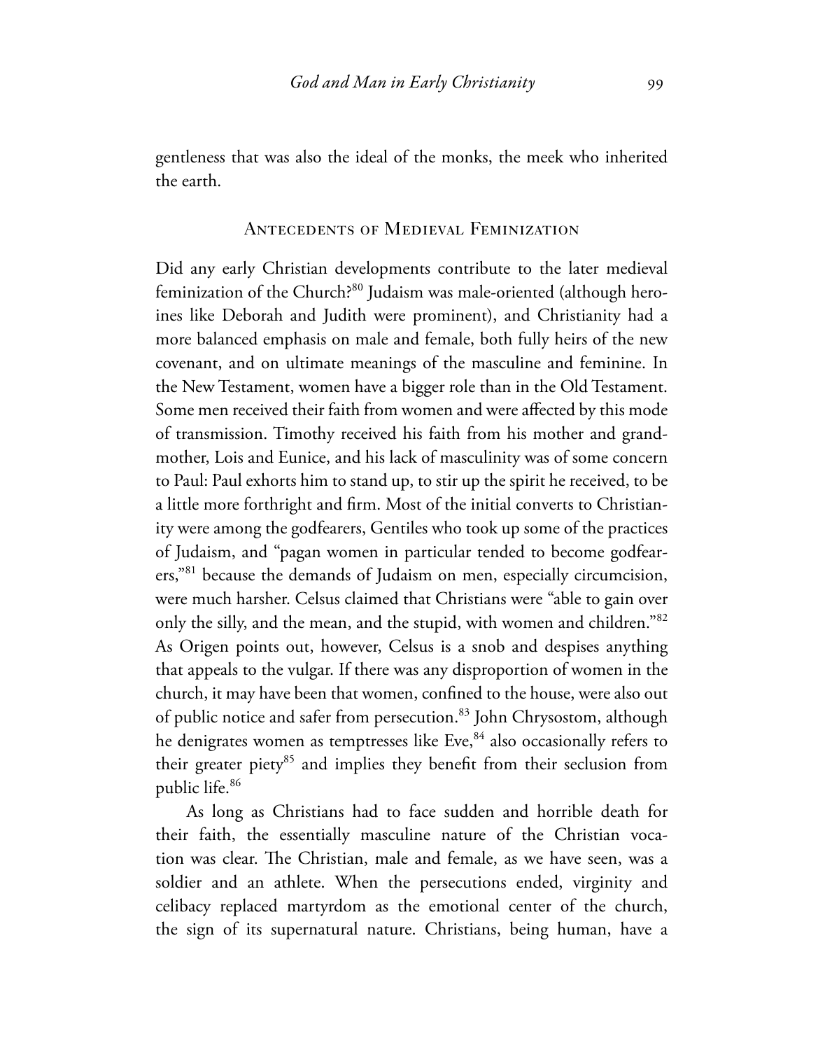gentleness that was also the ideal of the monks, the meek who inherited the earth.

## Antecedents of Medieval Feminization

Did any early Christian developments contribute to the later medieval feminization of the Church?[80] Judaism was male-oriented (although heroines like Deborah and Judith were prominent), and Christianity had a more balanced emphasis on male and female, both fully heirs of the new covenant, and on ultimate meanings of the masculine and feminine. In the New Testament, women have a bigger role than in the Old Testament. Some men received their faith from women and were affected by this mode of transmission. Timothy received his faith from his mother and grandmother, Lois and Eunice, and his lack of masculinity was of some concern to Paul: Paul exhorts him to stand up, to stir up the spirit he received, to be a little more forthright and firm. Most of the initial converts to Christianity were among the godfearers, Gentiles who took up some of the practices of Judaism, and "pagan women in particular tended to become godfearers,"[81] because the demands of Judaism on men, especially circumcision, were much harsher. Celsus claimed that Christians were "able to gain over only the silly, and the mean, and the stupid, with women and children."[82] As Origen points out, however, Celsus is a snob and despises anything that appeals to the vulgar. If there was any disproportion of women in the church, it may have been that women, confined to the house, were also out of public notice and safer from persecution.[83] John Chrysostom, although he denigrates women as temptresses like Eve,[84] also occasionally refers to their greater piety[85] and implies they benefit from their seclusion from public life.[86]

As long as Christians had to face sudden and horrible death for their faith, the essentially masculine nature of the Christian vocation was clear. The Christian, male and female, as we have seen, was a soldier and an athlete. When the persecutions ended, virginity and celibacy replaced martyrdom as the emotional center of the church, the sign of its supernatural nature. Christians, being human, have a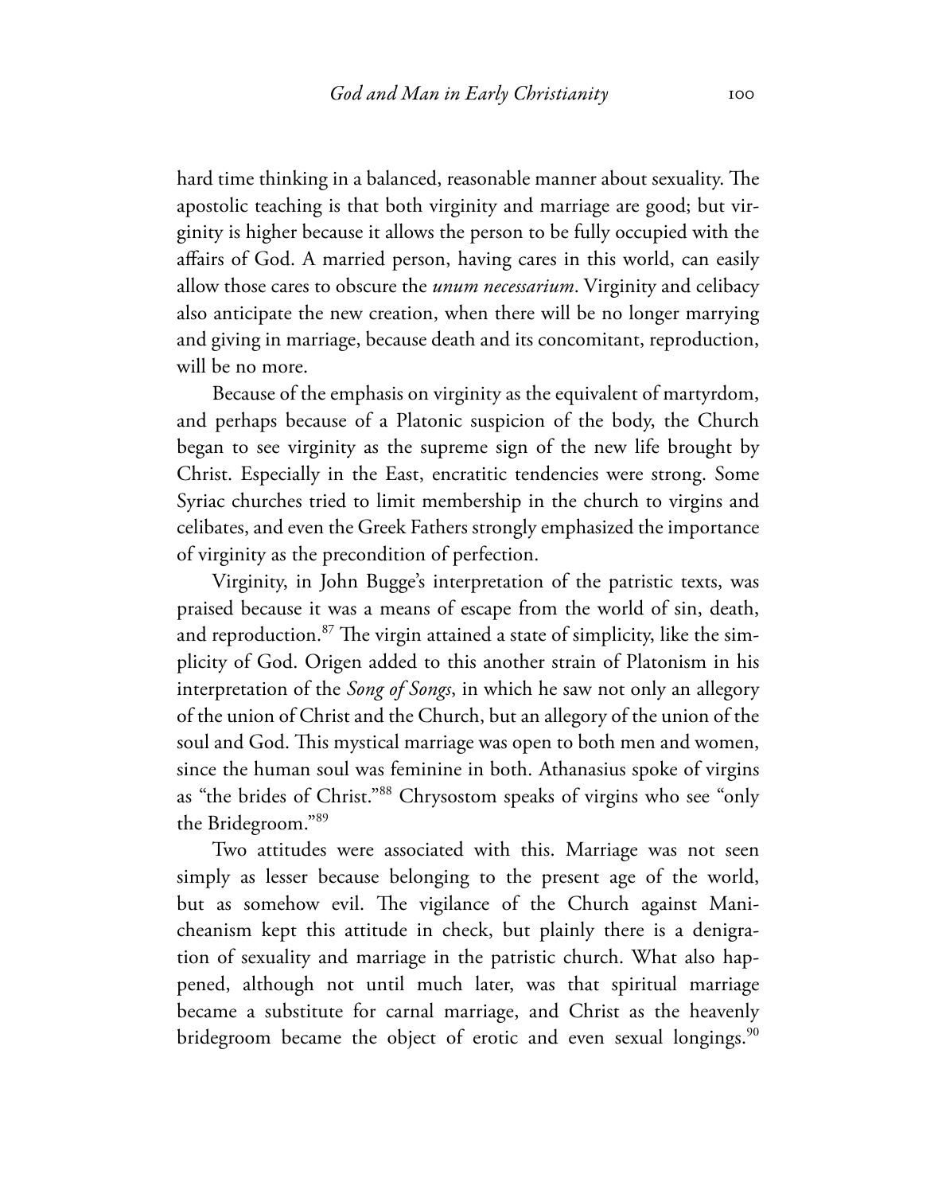hard time thinking in a balanced, reasonable manner about sexuality. The apostolic teaching is that both virginity and marriage are good; but virginity is higher because it allows the person to be fully occupied with the affairs of God. A married person, having cares in this world, can easily allow those cares to obscure the *unum necessarium*. Virginity and celibacy also anticipate the new creation, when there will be no longer marrying and giving in marriage, because death and its concomitant, reproduction, will be no more.

Because of the emphasis on virginity as the equivalent of martyrdom, and perhaps because of a Platonic suspicion of the body, the Church began to see virginity as the supreme sign of the new life brought by Christ. Especially in the East, encratitic tendencies were strong. Some Syriac churches tried to limit membership in the church to virgins and celibates, and even the Greek Fathers strongly emphasized the importance of virginity as the precondition of perfection.

Virginity, in John Bugge's interpretation of the patristic texts, was praised because it was a means of escape from the world of sin, death, and reproduction.[87] The virgin attained a state of simplicity, like the simplicity of God. Origen added to this another strain of Platonism in his interpretation of the *Song of Songs*, in which he saw not only an allegory of the union of Christ and the Church, but an allegory of the union of the soul and God. This mystical marriage was open to both men and women, since the human soul was feminine in both. Athanasius spoke of virgins as "the brides of Christ."[88] Chrysostom speaks of virgins who see "only the Bridegroom."[89]

Two attitudes were associated with this. Marriage was not seen simply as lesser because belonging to the present age of the world, but as somehow evil. The vigilance of the Church against Manicheanism kept this attitude in check, but plainly there is a denigration of sexuality and marriage in the patristic church. What also happened, although not until much later, was that spiritual marriage became a substitute for carnal marriage, and Christ as the heavenly bridegroom became the object of erotic and even sexual longings.[90]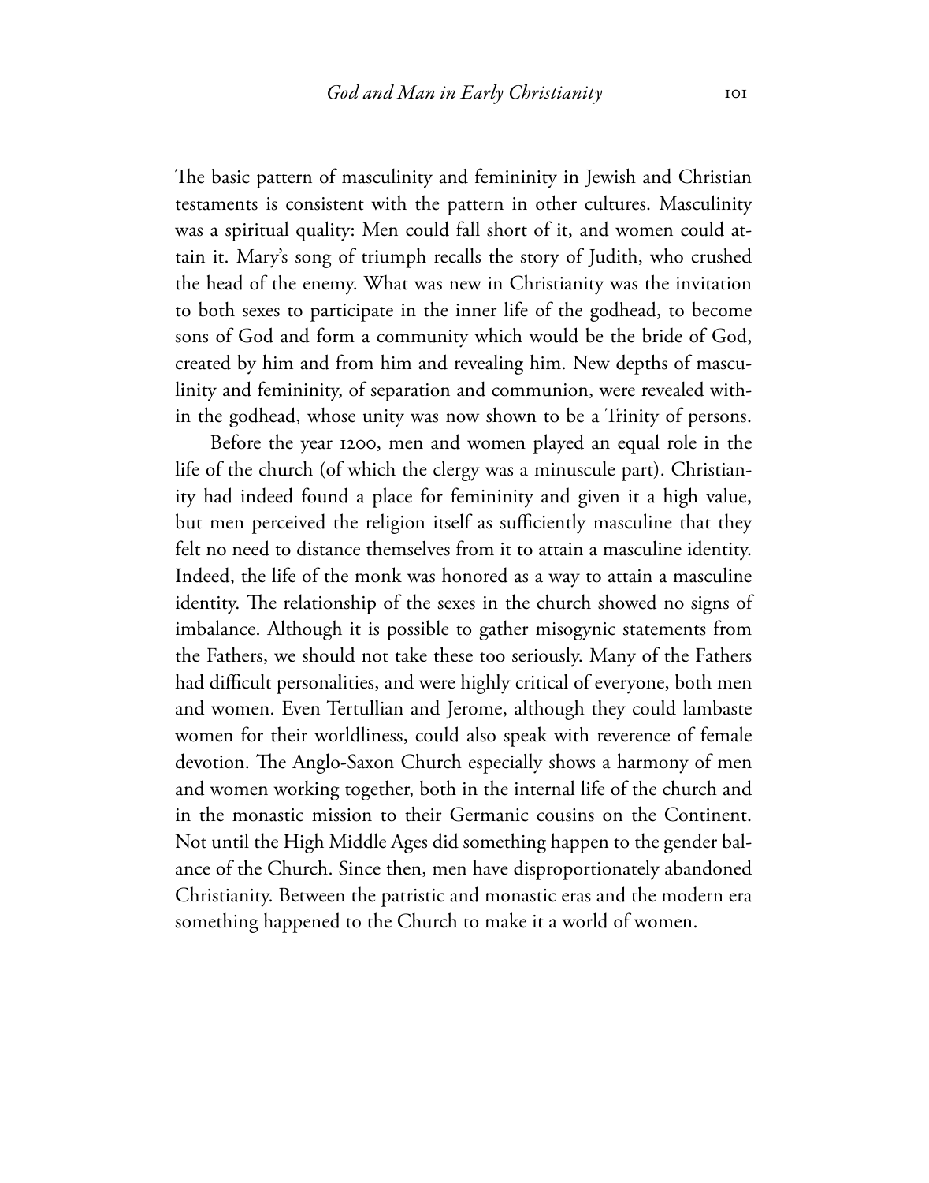The basic pattern of masculinity and femininity in Jewish and Christian testaments is consistent with the pattern in other cultures. Masculinity was a spiritual quality: Men could fall short of it, and women could attain it. Mary's song of triumph recalls the story of Judith, who crushed the head of the enemy. What was new in Christianity was the invitation to both sexes to participate in the inner life of the godhead, to become sons of God and form a community which would be the bride of God, created by him and from him and revealing him. New depths of masculinity and femininity, of separation and communion, were revealed within the godhead, whose unity was now shown to be a Trinity of persons.

Before the year 1200, men and women played an equal role in the life of the church (of which the clergy was a minuscule part). Christianity had indeed found a place for femininity and given it a high value, but men perceived the religion itself as sufficiently masculine that they felt no need to distance themselves from it to attain a masculine identity. Indeed, the life of the monk was honored as a way to attain a masculine identity. The relationship of the sexes in the church showed no signs of imbalance. Although it is possible to gather misogynic statements from the Fathers, we should not take these too seriously. Many of the Fathers had difficult personalities, and were highly critical of everyone, both men and women. Even Tertullian and Jerome, although they could lambaste women for their worldliness, could also speak with reverence of female devotion. The Anglo-Saxon Church especially shows a harmony of men and women working together, both in the internal life of the church and in the monastic mission to their Germanic cousins on the Continent. Not until the High Middle Ages did something happen to the gender balance of the Church. Since then, men have disproportionately abandoned Christianity. Between the patristic and monastic eras and the modern era something happened to the Church to make it a world of women.